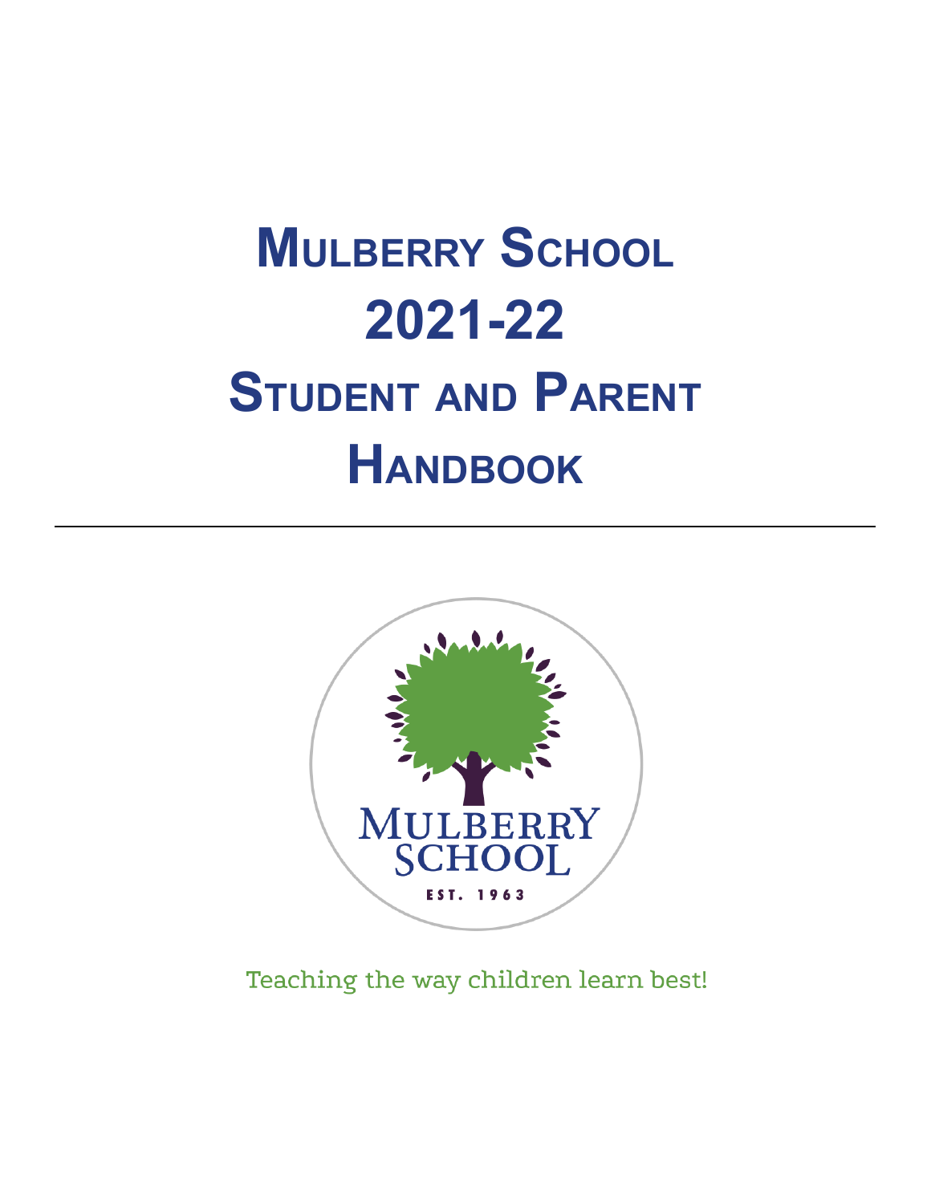# Mulberry School 2021-22 Student and Parent Handbook

---

MULBERRY SCHOOL

EST. 1963

Teaching the way children learn best!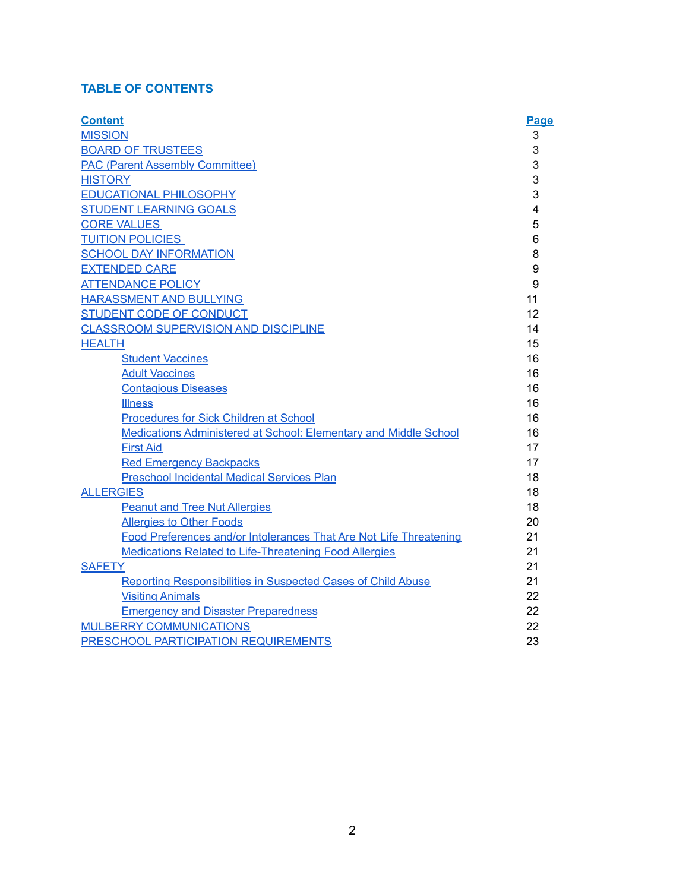## TABLE OF CONTENTS

| Content | Page |
|---|---|
| MISSION | 3 |
| BOARD OF TRUSTEES | 3 |
| PAC (Parent Assembly Committee) | 3 |
| HISTORY | 3 |
| EDUCATIONAL PHILOSOPHY | 3 |
| STUDENT LEARNING GOALS | 4 |
| CORE VALUES | 5 |
| TUITION POLICIES | 6 |
| SCHOOL DAY INFORMATION | 8 |
| EXTENDED CARE | 9 |
| ATTENDANCE POLICY | 9 |
| HARASSMENT AND BULLYING | 11 |
| STUDENT CODE OF CONDUCT | 12 |
| CLASSROOM SUPERVISION AND DISCIPLINE | 14 |
| HEALTH | 15 |
| Student Vaccines | 16 |
| Adult Vaccines | 16 |
| Contagious Diseases | 16 |
| Illness | 16 |
| Procedures for Sick Children at School | 16 |
| Medications Administered at School: Elementary and Middle School | 16 |
| First Aid | 17 |
| Red Emergency Backpacks | 17 |
| Preschool Incidental Medical Services Plan | 18 |
| ALLERGIES | 18 |
| Peanut and Tree Nut Allergies | 18 |
| Allergies to Other Foods | 20 |
| Food Preferences and/or Intolerances That Are Not Life Threatening | 21 |
| Medications Related to Life-Threatening Food Allergies | 21 |
| SAFETY | 21 |
| Reporting Responsibilities in Suspected Cases of Child Abuse | 21 |
| Visiting Animals | 22 |
| Emergency and Disaster Preparedness | 22 |
| MULBERRY COMMUNICATIONS | 22 |
| PRESCHOOL PARTICIPATION REQUIREMENTS | 23 |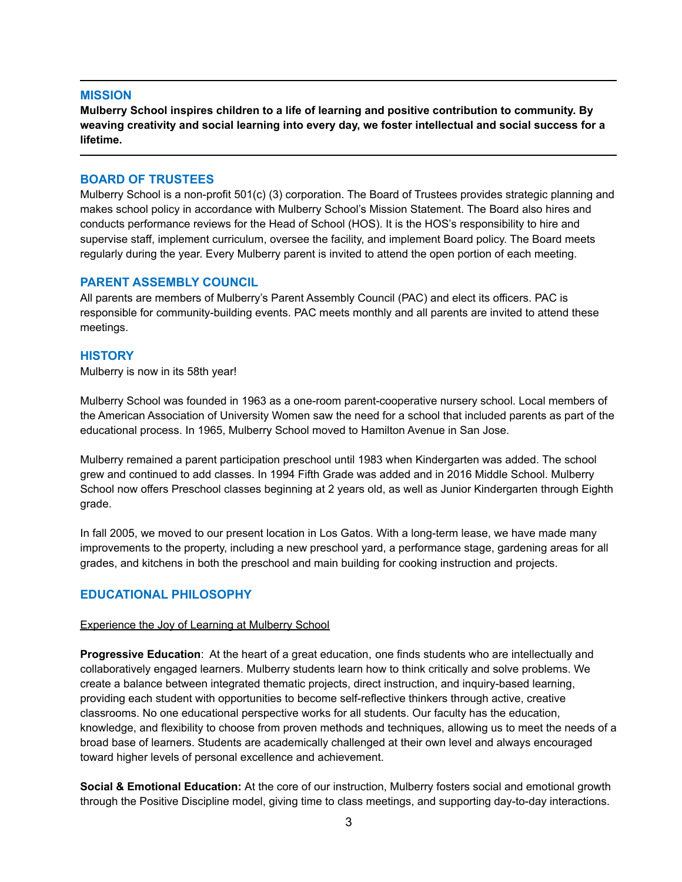---

## MISSION

**Mulberry School inspires children to a life of learning and positive contribution to community. By weaving creativity and social learning into every day, we foster intellectual and social success for a lifetime.**

---

## BOARD OF TRUSTEES

Mulberry School is a non-profit 501(c) (3) corporation. The Board of Trustees provides strategic planning and makes school policy in accordance with Mulberry School's Mission Statement. The Board also hires and conducts performance reviews for the Head of School (HOS). It is the HOS's responsibility to hire and supervise staff, implement curriculum, oversee the facility, and implement Board policy. The Board meets regularly during the year. Every Mulberry parent is invited to attend the open portion of each meeting.

## PARENT ASSEMBLY COUNCIL

All parents are members of Mulberry's Parent Assembly Council (PAC) and elect its officers. PAC is responsible for community-building events. PAC meets monthly and all parents are invited to attend these meetings.

## HISTORY

Mulberry is now in its 58th year!

Mulberry School was founded in 1963 as a one-room parent-cooperative nursery school. Local members of the American Association of University Women saw the need for a school that included parents as part of the educational process. In 1965, Mulberry School moved to Hamilton Avenue in San Jose.

Mulberry remained a parent participation preschool until 1983 when Kindergarten was added. The school grew and continued to add classes. In 1994 Fifth Grade was added and in 2016 Middle School. Mulberry School now offers Preschool classes beginning at 2 years old, as well as Junior Kindergarten through Eighth grade.

In fall 2005, we moved to our present location in Los Gatos. With a long-term lease, we have made many improvements to the property, including a new preschool yard, a performance stage, gardening areas for all grades, and kitchens in both the preschool and main building for cooking instruction and projects.

## EDUCATIONAL PHILOSOPHY

<u>Experience the Joy of Learning at Mulberry School</u>

**Progressive Education**: At the heart of a great education, one finds students who are intellectually and collaboratively engaged learners. Mulberry students learn how to think critically and solve problems. We create a balance between integrated thematic projects, direct instruction, and inquiry-based learning, providing each student with opportunities to become self-reflective thinkers through active, creative classrooms. No one educational perspective works for all students. Our faculty has the education, knowledge, and flexibility to choose from proven methods and techniques, allowing us to meet the needs of a broad base of learners. Students are academically challenged at their own level and always encouraged toward higher levels of personal excellence and achievement.

**Social & Emotional Education:** At the core of our instruction, Mulberry fosters social and emotional growth through the Positive Discipline model, giving time to class meetings, and supporting day-to-day interactions.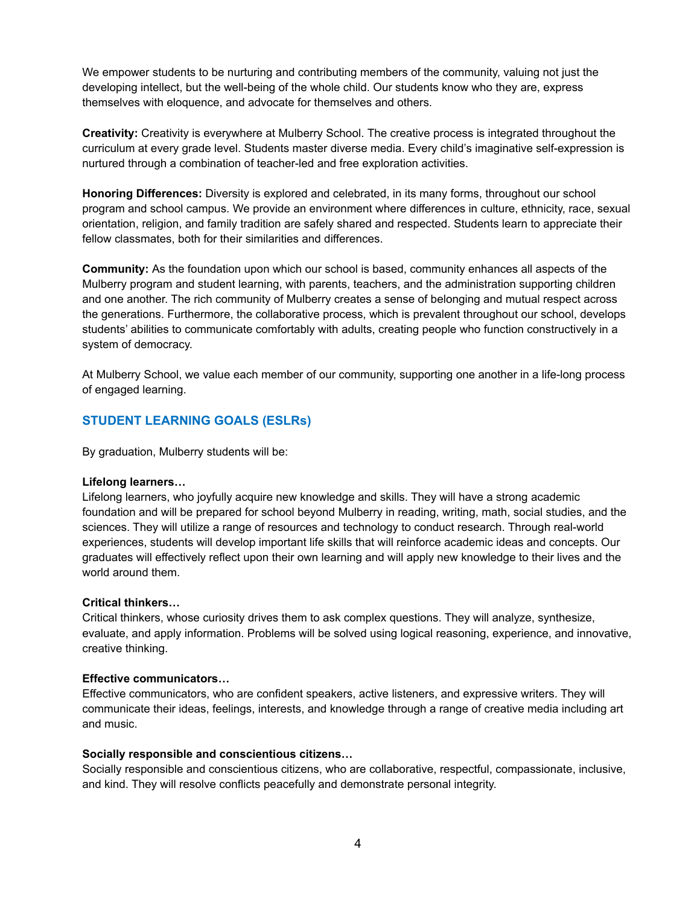We empower students to be nurturing and contributing members of the community, valuing not just the developing intellect, but the well-being of the whole child. Our students know who they are, express themselves with eloquence, and advocate for themselves and others.

**Creativity:** Creativity is everywhere at Mulberry School. The creative process is integrated throughout the curriculum at every grade level. Students master diverse media. Every child's imaginative self-expression is nurtured through a combination of teacher-led and free exploration activities.

**Honoring Differences:** Diversity is explored and celebrated, in its many forms, throughout our school program and school campus. We provide an environment where differences in culture, ethnicity, race, sexual orientation, religion, and family tradition are safely shared and respected. Students learn to appreciate their fellow classmates, both for their similarities and differences.

**Community:** As the foundation upon which our school is based, community enhances all aspects of the Mulberry program and student learning, with parents, teachers, and the administration supporting children and one another. The rich community of Mulberry creates a sense of belonging and mutual respect across the generations. Furthermore, the collaborative process, which is prevalent throughout our school, develops students' abilities to communicate comfortably with adults, creating people who function constructively in a system of democracy.

At Mulberry School, we value each member of our community, supporting one another in a life-long process of engaged learning.

## STUDENT LEARNING GOALS (ESLRs)

By graduation, Mulberry students will be:

**Lifelong learners…**
Lifelong learners, who joyfully acquire new knowledge and skills. They will have a strong academic foundation and will be prepared for school beyond Mulberry in reading, writing, math, social studies, and the sciences. They will utilize a range of resources and technology to conduct research. Through real-world experiences, students will develop important life skills that will reinforce academic ideas and concepts. Our graduates will effectively reflect upon their own learning and will apply new knowledge to their lives and the world around them.

**Critical thinkers…**
Critical thinkers, whose curiosity drives them to ask complex questions. They will analyze, synthesize, evaluate, and apply information. Problems will be solved using logical reasoning, experience, and innovative, creative thinking.

**Effective communicators…**
Effective communicators, who are confident speakers, active listeners, and expressive writers. They will communicate their ideas, feelings, interests, and knowledge through a range of creative media including art and music.

**Socially responsible and conscientious citizens…**
Socially responsible and conscientious citizens, who are collaborative, respectful, compassionate, inclusive, and kind. They will resolve conflicts peacefully and demonstrate personal integrity.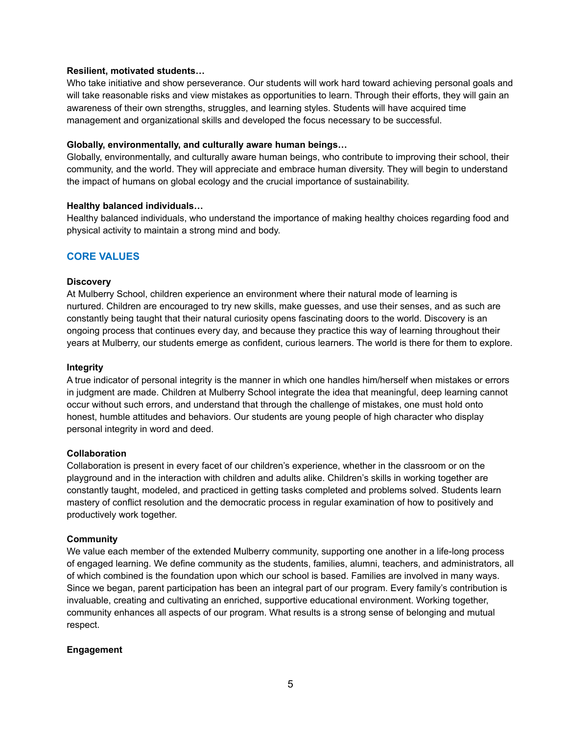**Resilient, motivated students…**

Who take initiative and show perseverance. Our students will work hard toward achieving personal goals and will take reasonable risks and view mistakes as opportunities to learn. Through their efforts, they will gain an awareness of their own strengths, struggles, and learning styles. Students will have acquired time management and organizational skills and developed the focus necessary to be successful.

**Globally, environmentally, and culturally aware human beings…**

Globally, environmentally, and culturally aware human beings, who contribute to improving their school, their community, and the world. They will appreciate and embrace human diversity. They will begin to understand the impact of humans on global ecology and the crucial importance of sustainability.

**Healthy balanced individuals…**

Healthy balanced individuals, who understand the importance of making healthy choices regarding food and physical activity to maintain a strong mind and body.

## CORE VALUES

**Discovery**

At Mulberry School, children experience an environment where their natural mode of learning is nurtured. Children are encouraged to try new skills, make guesses, and use their senses, and as such are constantly being taught that their natural curiosity opens fascinating doors to the world. Discovery is an ongoing process that continues every day, and because they practice this way of learning throughout their years at Mulberry, our students emerge as confident, curious learners. The world is there for them to explore.

**Integrity**

A true indicator of personal integrity is the manner in which one handles him/herself when mistakes or errors in judgment are made. Children at Mulberry School integrate the idea that meaningful, deep learning cannot occur without such errors, and understand that through the challenge of mistakes, one must hold onto honest, humble attitudes and behaviors. Our students are young people of high character who display personal integrity in word and deed.

**Collaboration**

Collaboration is present in every facet of our children's experience, whether in the classroom or on the playground and in the interaction with children and adults alike. Children's skills in working together are constantly taught, modeled, and practiced in getting tasks completed and problems solved. Students learn mastery of conflict resolution and the democratic process in regular examination of how to positively and productively work together.

**Community**

We value each member of the extended Mulberry community, supporting one another in a life-long process of engaged learning. We define community as the students, families, alumni, teachers, and administrators, all of which combined is the foundation upon which our school is based. Families are involved in many ways. Since we began, parent participation has been an integral part of our program. Every family's contribution is invaluable, creating and cultivating an enriched, supportive educational environment. Working together, community enhances all aspects of our program. What results is a strong sense of belonging and mutual respect.

**Engagement**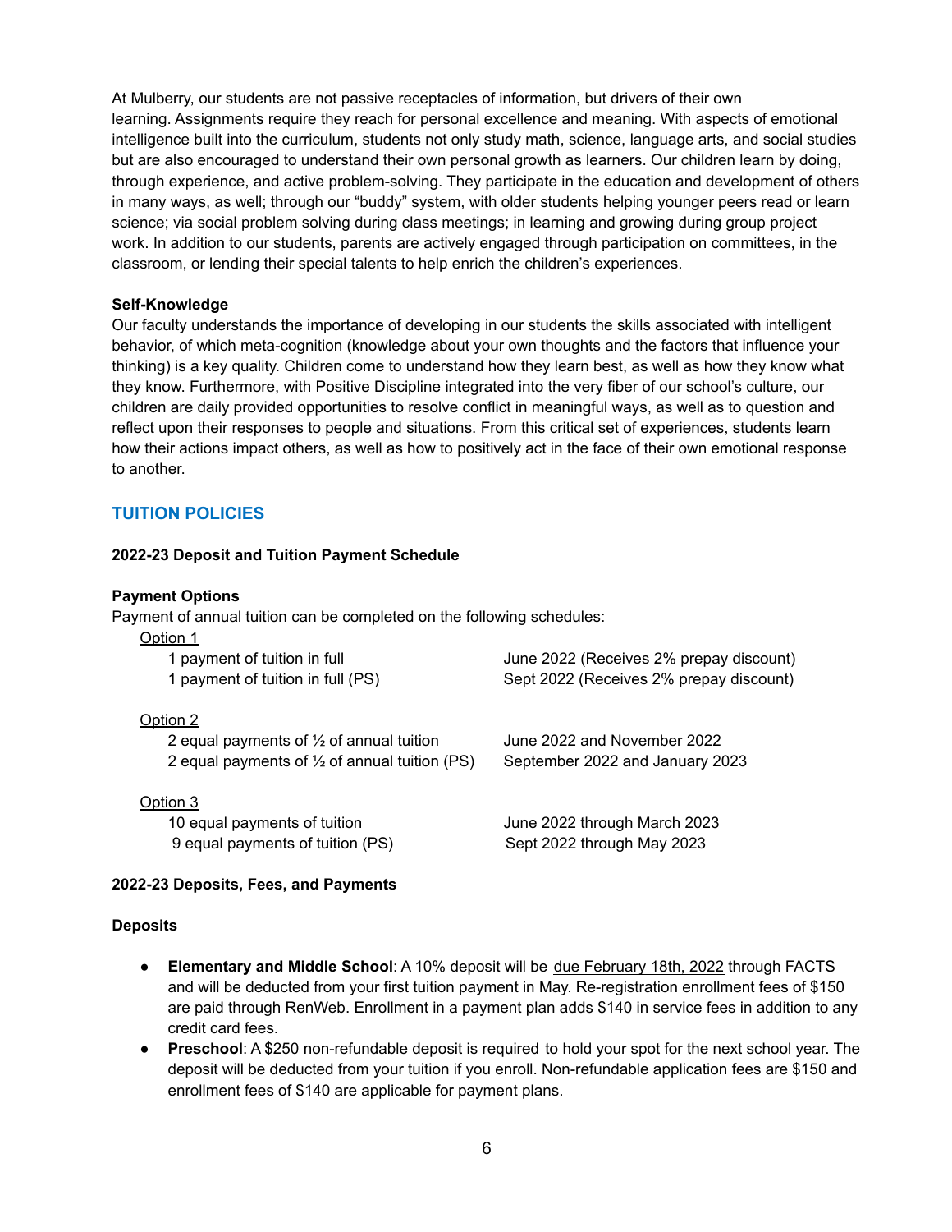At Mulberry, our students are not passive receptacles of information, but drivers of their own learning. Assignments require they reach for personal excellence and meaning. With aspects of emotional intelligence built into the curriculum, students not only study math, science, language arts, and social studies but are also encouraged to understand their own personal growth as learners. Our children learn by doing, through experience, and active problem-solving. They participate in the education and development of others in many ways, as well; through our "buddy" system, with older students helping younger peers read or learn science; via social problem solving during class meetings; in learning and growing during group project work. In addition to our students, parents are actively engaged through participation on committees, in the classroom, or lending their special talents to help enrich the children's experiences.

**Self-Knowledge**

Our faculty understands the importance of developing in our students the skills associated with intelligent behavior, of which meta-cognition (knowledge about your own thoughts and the factors that influence your thinking) is a key quality. Children come to understand how they learn best, as well as how they know what they know. Furthermore, with Positive Discipline integrated into the very fiber of our school's culture, our children are daily provided opportunities to resolve conflict in meaningful ways, as well as to question and reflect upon their responses to people and situations. From this critical set of experiences, students learn how their actions impact others, as well as how to positively act in the face of their own emotional response to another.

## TUITION POLICIES

**2022-23 Deposit and Tuition Payment Schedule**

**Payment Options**

Payment of annual tuition can be completed on the following schedules:

<u>Option 1</u>

| | |
|---|---|
| 1 payment of tuition in full | June 2022 (Receives 2% prepay discount) |
| 1 payment of tuition in full (PS) | Sept 2022 (Receives 2% prepay discount) |

<u>Option 2</u>

| | |
|---|---|
| 2 equal payments of ½ of annual tuition | June 2022 and November 2022 |
| 2 equal payments of ½ of annual tuition (PS) | September 2022 and January 2023 |

<u>Option 3</u>

| | |
|---|---|
| 10 equal payments of tuition | June 2022 through March 2023 |
| 9 equal payments of tuition (PS) | Sept 2022 through May 2023 |

**2022-23 Deposits, Fees, and Payments**

**Deposits**

- **Elementary and Middle School**: A 10% deposit will be <u>due February 18th, 2022</u> through FACTS and will be deducted from your first tuition payment in May. Re-registration enrollment fees of $150 are paid through RenWeb. Enrollment in a payment plan adds $140 in service fees in addition to any credit card fees.
- **Preschool**: A $250 non-refundable deposit is required to hold your spot for the next school year. The deposit will be deducted from your tuition if you enroll. Non-refundable application fees are $150 and enrollment fees of $140 are applicable for payment plans.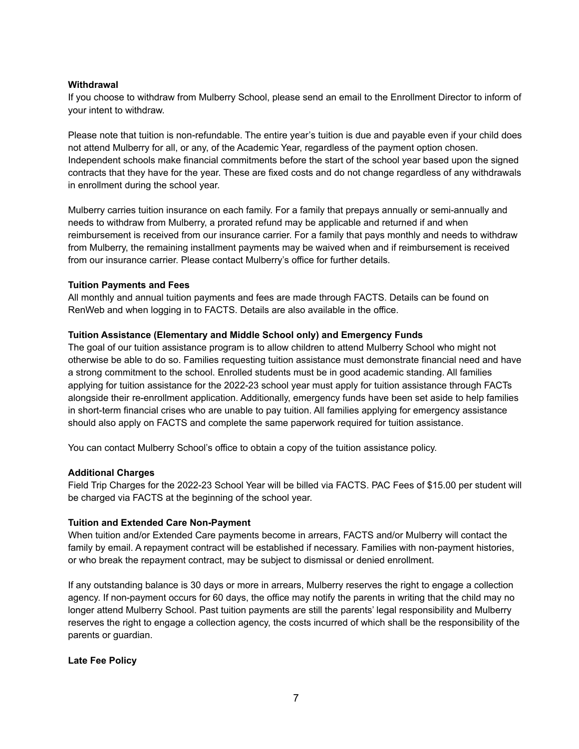**Withdrawal**

If you choose to withdraw from Mulberry School, please send an email to the Enrollment Director to inform of your intent to withdraw.

Please note that tuition is non-refundable. The entire year's tuition is due and payable even if your child does not attend Mulberry for all, or any, of the Academic Year, regardless of the payment option chosen. Independent schools make financial commitments before the start of the school year based upon the signed contracts that they have for the year. These are fixed costs and do not change regardless of any withdrawals in enrollment during the school year.

Mulberry carries tuition insurance on each family. For a family that prepays annually or semi-annually and needs to withdraw from Mulberry, a prorated refund may be applicable and returned if and when reimbursement is received from our insurance carrier. For a family that pays monthly and needs to withdraw from Mulberry, the remaining installment payments may be waived when and if reimbursement is received from our insurance carrier. Please contact Mulberry's office for further details.

**Tuition Payments and Fees**

All monthly and annual tuition payments and fees are made through FACTS. Details can be found on RenWeb and when logging in to FACTS. Details are also available in the office.

**Tuition Assistance (Elementary and Middle School only) and Emergency Funds**

The goal of our tuition assistance program is to allow children to attend Mulberry School who might not otherwise be able to do so. Families requesting tuition assistance must demonstrate financial need and have a strong commitment to the school. Enrolled students must be in good academic standing. All families applying for tuition assistance for the 2022-23 school year must apply for tuition assistance through FACTs alongside their re-enrollment application. Additionally, emergency funds have been set aside to help families in short-term financial crises who are unable to pay tuition. All families applying for emergency assistance should also apply on FACTS and complete the same paperwork required for tuition assistance.

You can contact Mulberry School's office to obtain a copy of the tuition assistance policy.

**Additional Charges**

Field Trip Charges for the 2022-23 School Year will be billed via FACTS. PAC Fees of $15.00 per student will be charged via FACTS at the beginning of the school year.

**Tuition and Extended Care Non-Payment**

When tuition and/or Extended Care payments become in arrears, FACTS and/or Mulberry will contact the family by email. A repayment contract will be established if necessary. Families with non-payment histories, or who break the repayment contract, may be subject to dismissal or denied enrollment.

If any outstanding balance is 30 days or more in arrears, Mulberry reserves the right to engage a collection agency. If non-payment occurs for 60 days, the office may notify the parents in writing that the child may no longer attend Mulberry School. Past tuition payments are still the parents' legal responsibility and Mulberry reserves the right to engage a collection agency, the costs incurred of which shall be the responsibility of the parents or guardian.

**Late Fee Policy**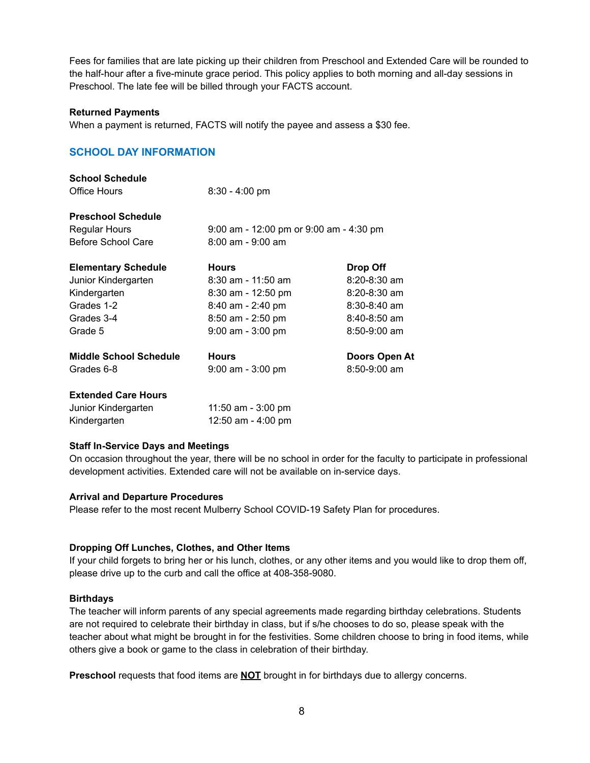Fees for families that are late picking up their children from Preschool and Extended Care will be rounded to the half-hour after a five-minute grace period. This policy applies to both morning and all-day sessions in Preschool. The late fee will be billed through your FACTS account.

**Returned Payments**

When a payment is returned, FACTS will notify the payee and assess a $30 fee.

## SCHOOL DAY INFORMATION

**School Schedule**

| | |
|---|---|
| Office Hours | 8:30 - 4:00 pm |

**Preschool Schedule**

| | |
|---|---|
| Regular Hours | 9:00 am - 12:00 pm or 9:00 am - 4:30 pm |
| Before School Care | 8:00 am - 9:00 am |

| **Elementary Schedule** | **Hours** | **Drop Off** |
|---|---|---|
| Junior Kindergarten | 8:30 am - 11:50 am | 8:20-8:30 am |
| Kindergarten | 8:30 am - 12:50 pm | 8:20-8:30 am |
| Grades 1-2 | 8:40 am - 2:40 pm | 8:30-8:40 am |
| Grades 3-4 | 8:50 am - 2:50 pm | 8:40-8:50 am |
| Grade 5 | 9:00 am - 3:00 pm | 8:50-9:00 am |

| **Middle School Schedule** | **Hours** | **Doors Open At** |
|---|---|---|
| Grades 6-8 | 9:00 am - 3:00 pm | 8:50-9:00 am |

**Extended Care Hours**

| | |
|---|---|
| Junior Kindergarten | 11:50 am - 3:00 pm |
| Kindergarten | 12:50 am - 4:00 pm |

**Staff In-Service Days and Meetings**

On occasion throughout the year, there will be no school in order for the faculty to participate in professional development activities. Extended care will not be available on in-service days.

**Arrival and Departure Procedures**

Please refer to the most recent Mulberry School COVID-19 Safety Plan for procedures.

**Dropping Off Lunches, Clothes, and Other Items**

If your child forgets to bring her or his lunch, clothes, or any other items and you would like to drop them off, please drive up to the curb and call the office at 408-358-9080.

**Birthdays**

The teacher will inform parents of any special agreements made regarding birthday celebrations. Students are not required to celebrate their birthday in class, but if s/he chooses to do so, please speak with the teacher about what might be brought in for the festivities. Some children choose to bring in food items, while others give a book or game to the class in celebration of their birthday.

**Preschool** requests that food items are **NOT** brought in for birthdays due to allergy concerns.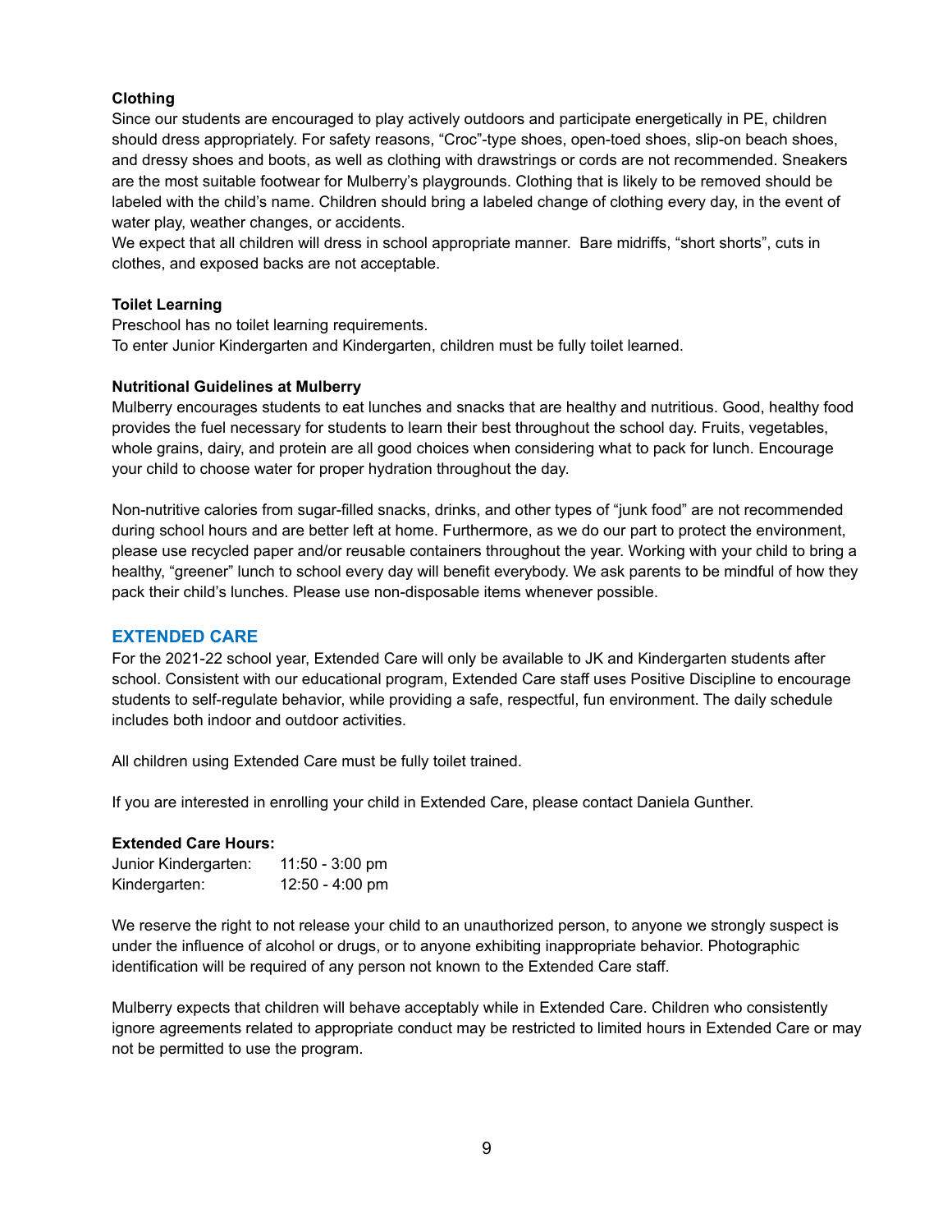**Clothing**

Since our students are encouraged to play actively outdoors and participate energetically in PE, children should dress appropriately. For safety reasons, "Croc"-type shoes, open-toed shoes, slip-on beach shoes, and dressy shoes and boots, as well as clothing with drawstrings or cords are not recommended. Sneakers are the most suitable footwear for Mulberry's playgrounds. Clothing that is likely to be removed should be labeled with the child's name. Children should bring a labeled change of clothing every day, in the event of water play, weather changes, or accidents.

We expect that all children will dress in school appropriate manner. Bare midriffs, "short shorts", cuts in clothes, and exposed backs are not acceptable.

**Toilet Learning**

Preschool has no toilet learning requirements.

To enter Junior Kindergarten and Kindergarten, children must be fully toilet learned.

**Nutritional Guidelines at Mulberry**

Mulberry encourages students to eat lunches and snacks that are healthy and nutritious. Good, healthy food provides the fuel necessary for students to learn their best throughout the school day. Fruits, vegetables, whole grains, dairy, and protein are all good choices when considering what to pack for lunch. Encourage your child to choose water for proper hydration throughout the day.

Non-nutritive calories from sugar-filled snacks, drinks, and other types of "junk food" are not recommended during school hours and are better left at home. Furthermore, as we do our part to protect the environment, please use recycled paper and/or reusable containers throughout the year. Working with your child to bring a healthy, "greener" lunch to school every day will benefit everybody. We ask parents to be mindful of how they pack their child's lunches. Please use non-disposable items whenever possible.

## EXTENDED CARE

For the 2021-22 school year, Extended Care will only be available to JK and Kindergarten students after school. Consistent with our educational program, Extended Care staff uses Positive Discipline to encourage students to self-regulate behavior, while providing a safe, respectful, fun environment. The daily schedule includes both indoor and outdoor activities.

All children using Extended Care must be fully toilet trained.

If you are interested in enrolling your child in Extended Care, please contact Daniela Gunther.

**Extended Care Hours:**

| | |
|---|---|
| Junior Kindergarten: | 11:50 - 3:00 pm |
| Kindergarten: | 12:50 - 4:00 pm |

We reserve the right to not release your child to an unauthorized person, to anyone we strongly suspect is under the influence of alcohol or drugs, or to anyone exhibiting inappropriate behavior. Photographic identification will be required of any person not known to the Extended Care staff.

Mulberry expects that children will behave acceptably while in Extended Care. Children who consistently ignore agreements related to appropriate conduct may be restricted to limited hours in Extended Care or may not be permitted to use the program.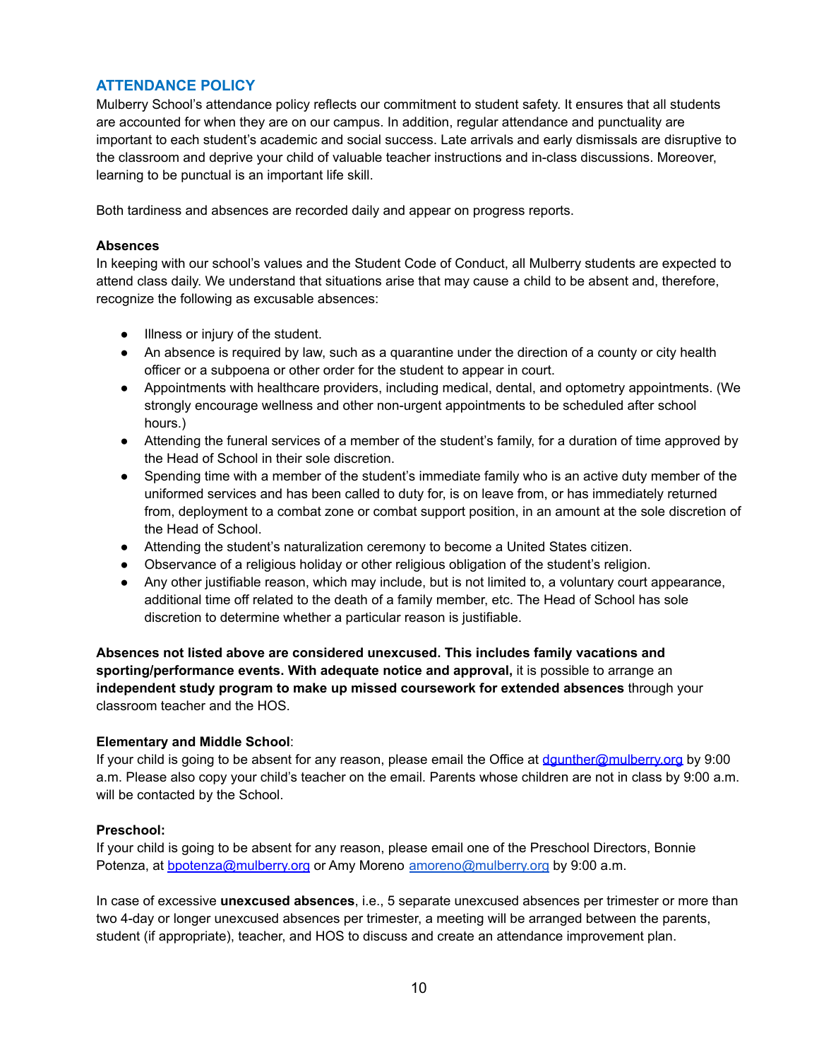## ATTENDANCE POLICY

Mulberry School's attendance policy reflects our commitment to student safety. It ensures that all students are accounted for when they are on our campus. In addition, regular attendance and punctuality are important to each student's academic and social success. Late arrivals and early dismissals are disruptive to the classroom and deprive your child of valuable teacher instructions and in-class discussions. Moreover, learning to be punctual is an important life skill.

Both tardiness and absences are recorded daily and appear on progress reports.

### Absences

In keeping with our school's values and the Student Code of Conduct, all Mulberry students are expected to attend class daily. We understand that situations arise that may cause a child to be absent and, therefore, recognize the following as excusable absences:

- Illness or injury of the student.
- An absence is required by law, such as a quarantine under the direction of a county or city health officer or a subpoena or other order for the student to appear in court.
- Appointments with healthcare providers, including medical, dental, and optometry appointments. (We strongly encourage wellness and other non-urgent appointments to be scheduled after school hours.)
- Attending the funeral services of a member of the student's family, for a duration of time approved by the Head of School in their sole discretion.
- Spending time with a member of the student's immediate family who is an active duty member of the uniformed services and has been called to duty for, is on leave from, or has immediately returned from, deployment to a combat zone or combat support position, in an amount at the sole discretion of the Head of School.
- Attending the student's naturalization ceremony to become a United States citizen.
- Observance of a religious holiday or other religious obligation of the student's religion.
- Any other justifiable reason, which may include, but is not limited to, a voluntary court appearance, additional time off related to the death of a family member, etc. The Head of School has sole discretion to determine whether a particular reason is justifiable.

**Absences not listed above are considered unexcused. This includes family vacations and sporting/performance events. With adequate notice and approval,** it is possible to arrange an **independent study program to make up missed coursework for extended absences** through your classroom teacher and the HOS.

**Elementary and Middle School**:
If your child is going to be absent for any reason, please email the Office at dgunther@mulberry.org by 9:00 a.m. Please also copy your child's teacher on the email. Parents whose children are not in class by 9:00 a.m. will be contacted by the School.

**Preschool:**
If your child is going to be absent for any reason, please email one of the Preschool Directors, Bonnie Potenza, at bpotenza@mulberry.org or Amy Moreno amoreno@mulberry.org by 9:00 a.m.

In case of excessive **unexcused absences**, i.e., 5 separate unexcused absences per trimester or more than two 4-day or longer unexcused absences per trimester, a meeting will be arranged between the parents, student (if appropriate), teacher, and HOS to discuss and create an attendance improvement plan.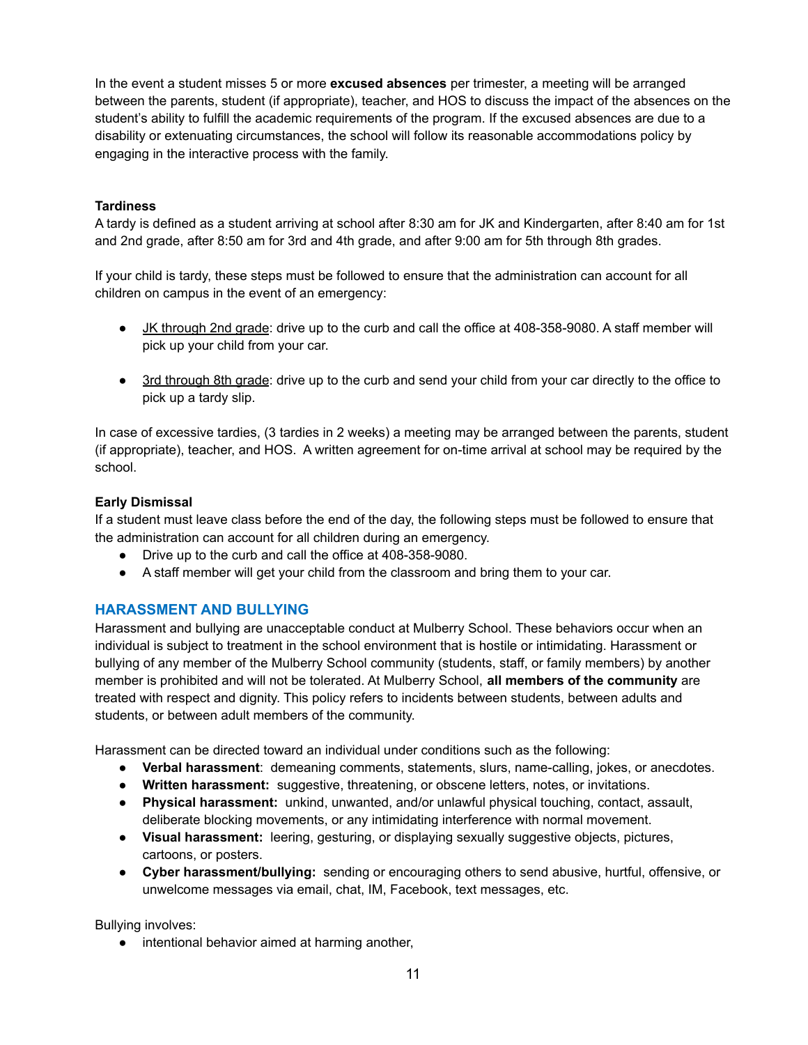In the event a student misses 5 or more **excused absences** per trimester, a meeting will be arranged between the parents, student (if appropriate), teacher, and HOS to discuss the impact of the absences on the student's ability to fulfill the academic requirements of the program. If the excused absences are due to a disability or extenuating circumstances, the school will follow its reasonable accommodations policy by engaging in the interactive process with the family.

**Tardiness**

A tardy is defined as a student arriving at school after 8:30 am for JK and Kindergarten, after 8:40 am for 1st and 2nd grade, after 8:50 am for 3rd and 4th grade, and after 9:00 am for 5th through 8th grades.

If your child is tardy, these steps must be followed to ensure that the administration can account for all children on campus in the event of an emergency:

- JK through 2nd grade: drive up to the curb and call the office at 408-358-9080. A staff member will pick up your child from your car.
- 3rd through 8th grade: drive up to the curb and send your child from your car directly to the office to pick up a tardy slip.

In case of excessive tardies, (3 tardies in 2 weeks) a meeting may be arranged between the parents, student (if appropriate), teacher, and HOS. A written agreement for on-time arrival at school may be required by the school.

**Early Dismissal**

If a student must leave class before the end of the day, the following steps must be followed to ensure that the administration can account for all children during an emergency.

- Drive up to the curb and call the office at 408-358-9080.
- A staff member will get your child from the classroom and bring them to your car.

## HARASSMENT AND BULLYING

Harassment and bullying are unacceptable conduct at Mulberry School. These behaviors occur when an individual is subject to treatment in the school environment that is hostile or intimidating. Harassment or bullying of any member of the Mulberry School community (students, staff, or family members) by another member is prohibited and will not be tolerated. At Mulberry School, **all members of the community** are treated with respect and dignity. This policy refers to incidents between students, between adults and students, or between adult members of the community.

Harassment can be directed toward an individual under conditions such as the following:

- **Verbal harassment**: demeaning comments, statements, slurs, name-calling, jokes, or anecdotes.
- **Written harassment:** suggestive, threatening, or obscene letters, notes, or invitations.
- **Physical harassment:** unkind, unwanted, and/or unlawful physical touching, contact, assault, deliberate blocking movements, or any intimidating interference with normal movement.
- **Visual harassment:** leering, gesturing, or displaying sexually suggestive objects, pictures, cartoons, or posters.
- **Cyber harassment/bullying:** sending or encouraging others to send abusive, hurtful, offensive, or unwelcome messages via email, chat, IM, Facebook, text messages, etc.

Bullying involves:

- intentional behavior aimed at harming another,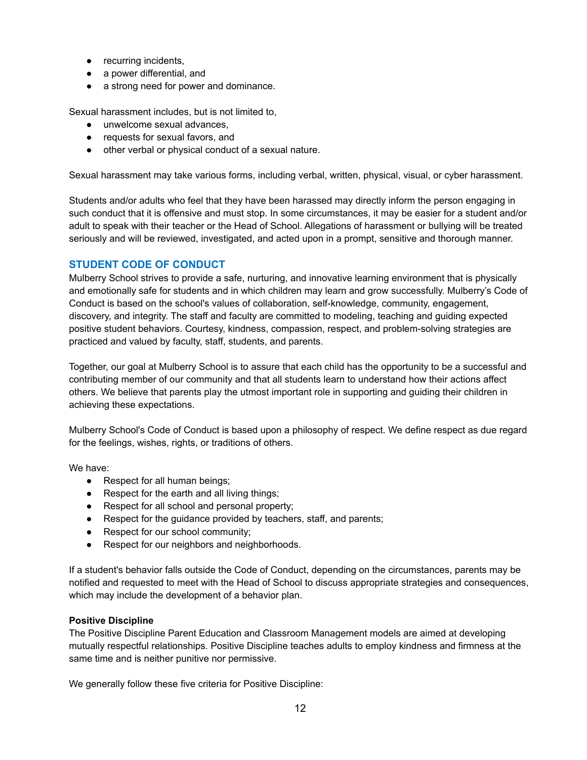- recurring incidents,
- a power differential, and
- a strong need for power and dominance.

Sexual harassment includes, but is not limited to,

- unwelcome sexual advances,
- requests for sexual favors, and
- other verbal or physical conduct of a sexual nature.

Sexual harassment may take various forms, including verbal, written, physical, visual, or cyber harassment.

Students and/or adults who feel that they have been harassed may directly inform the person engaging in such conduct that it is offensive and must stop. In some circumstances, it may be easier for a student and/or adult to speak with their teacher or the Head of School. Allegations of harassment or bullying will be treated seriously and will be reviewed, investigated, and acted upon in a prompt, sensitive and thorough manner.

## STUDENT CODE OF CONDUCT

Mulberry School strives to provide a safe, nurturing, and innovative learning environment that is physically and emotionally safe for students and in which children may learn and grow successfully. Mulberry's Code of Conduct is based on the school's values of collaboration, self-knowledge, community, engagement, discovery, and integrity. The staff and faculty are committed to modeling, teaching and guiding expected positive student behaviors. Courtesy, kindness, compassion, respect, and problem-solving strategies are practiced and valued by faculty, staff, students, and parents.

Together, our goal at Mulberry School is to assure that each child has the opportunity to be a successful and contributing member of our community and that all students learn to understand how their actions affect others. We believe that parents play the utmost important role in supporting and guiding their children in achieving these expectations.

Mulberry School's Code of Conduct is based upon a philosophy of respect. We define respect as due regard for the feelings, wishes, rights, or traditions of others.

We have:

- Respect for all human beings;
- Respect for the earth and all living things;
- Respect for all school and personal property;
- Respect for the guidance provided by teachers, staff, and parents;
- Respect for our school community;
- Respect for our neighbors and neighborhoods.

If a student's behavior falls outside the Code of Conduct, depending on the circumstances, parents may be notified and requested to meet with the Head of School to discuss appropriate strategies and consequences, which may include the development of a behavior plan.

### Positive Discipline

The Positive Discipline Parent Education and Classroom Management models are aimed at developing mutually respectful relationships. Positive Discipline teaches adults to employ kindness and firmness at the same time and is neither punitive nor permissive.

We generally follow these five criteria for Positive Discipline: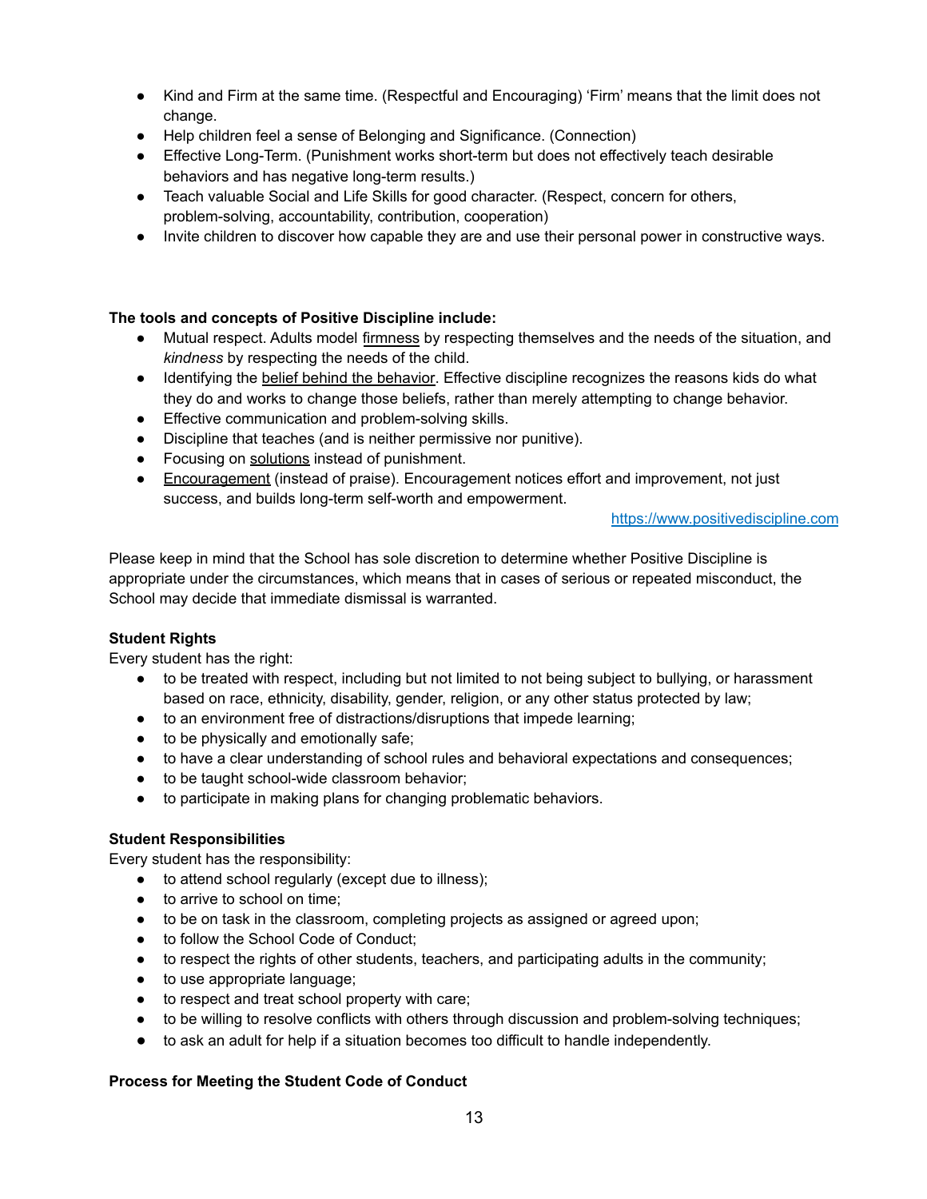- Kind and Firm at the same time. (Respectful and Encouraging) 'Firm' means that the limit does not change.
- Help children feel a sense of Belonging and Significance. (Connection)
- Effective Long-Term. (Punishment works short-term but does not effectively teach desirable behaviors and has negative long-term results.)
- Teach valuable Social and Life Skills for good character. (Respect, concern for others, problem-solving, accountability, contribution, cooperation)
- Invite children to discover how capable they are and use their personal power in constructive ways.

**The tools and concepts of Positive Discipline include:**

- Mutual respect. Adults model firmness by respecting themselves and the needs of the situation, and *kindness* by respecting the needs of the child.
- Identifying the belief behind the behavior. Effective discipline recognizes the reasons kids do what they do and works to change those beliefs, rather than merely attempting to change behavior.
- Effective communication and problem-solving skills.
- Discipline that teaches (and is neither permissive nor punitive).
- Focusing on solutions instead of punishment.
- Encouragement (instead of praise). Encouragement notices effort and improvement, not just success, and builds long-term self-worth and empowerment.

https://www.positivediscipline.com

Please keep in mind that the School has sole discretion to determine whether Positive Discipline is appropriate under the circumstances, which means that in cases of serious or repeated misconduct, the School may decide that immediate dismissal is warranted.

**Student Rights**

Every student has the right:

- to be treated with respect, including but not limited to not being subject to bullying, or harassment based on race, ethnicity, disability, gender, religion, or any other status protected by law;
- to an environment free of distractions/disruptions that impede learning;
- to be physically and emotionally safe;
- to have a clear understanding of school rules and behavioral expectations and consequences;
- to be taught school-wide classroom behavior;
- to participate in making plans for changing problematic behaviors.

**Student Responsibilities**

Every student has the responsibility:

- to attend school regularly (except due to illness);
- to arrive to school on time;
- to be on task in the classroom, completing projects as assigned or agreed upon;
- to follow the School Code of Conduct;
- to respect the rights of other students, teachers, and participating adults in the community;
- to use appropriate language;
- to respect and treat school property with care;
- to be willing to resolve conflicts with others through discussion and problem-solving techniques;
- to ask an adult for help if a situation becomes too difficult to handle independently.

**Process for Meeting the Student Code of Conduct**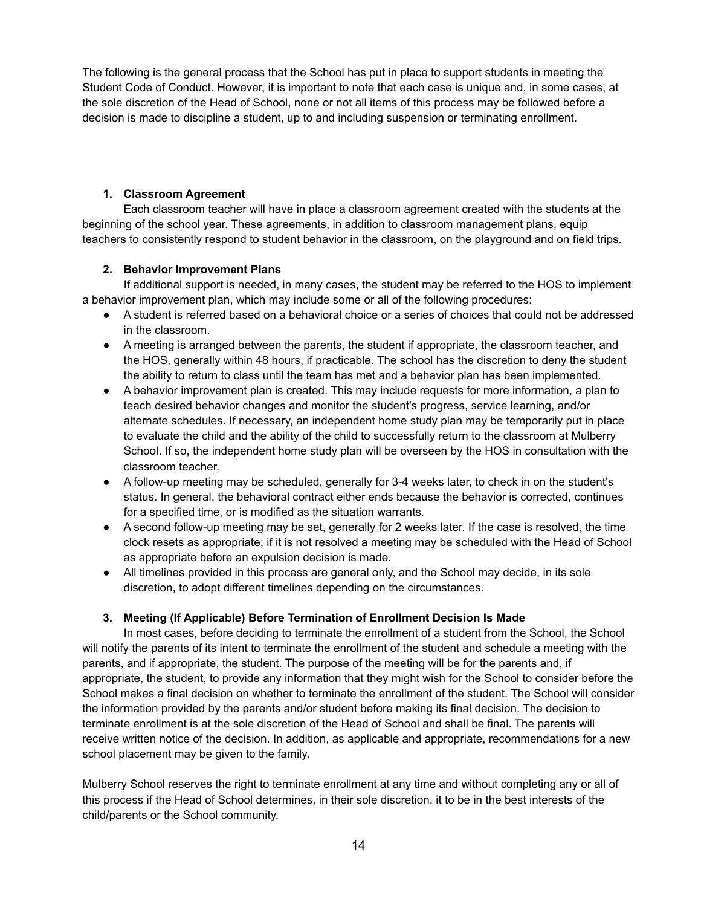The following is the general process that the School has put in place to support students in meeting the Student Code of Conduct. However, it is important to note that each case is unique and, in some cases, at the sole discretion of the Head of School, none or not all items of this process may be followed before a decision is made to discipline a student, up to and including suspension or terminating enrollment.

1. **Classroom Agreement**

   Each classroom teacher will have in place a classroom agreement created with the students at the beginning of the school year. These agreements, in addition to classroom management plans, equip teachers to consistently respond to student behavior in the classroom, on the playground and on field trips.

2. **Behavior Improvement Plans**

   If additional support is needed, in many cases, the student may be referred to the HOS to implement a behavior improvement plan, which may include some or all of the following procedures:

   - A student is referred based on a behavioral choice or a series of choices that could not be addressed in the classroom.
   - A meeting is arranged between the parents, the student if appropriate, the classroom teacher, and the HOS, generally within 48 hours, if practicable. The school has the discretion to deny the student the ability to return to class until the team has met and a behavior plan has been implemented.
   - A behavior improvement plan is created. This may include requests for more information, a plan to teach desired behavior changes and monitor the student's progress, service learning, and/or alternate schedules. If necessary, an independent home study plan may be temporarily put in place to evaluate the child and the ability of the child to successfully return to the classroom at Mulberry School. If so, the independent home study plan will be overseen by the HOS in consultation with the classroom teacher.
   - A follow-up meeting may be scheduled, generally for 3-4 weeks later, to check in on the student's status. In general, the behavioral contract either ends because the behavior is corrected, continues for a specified time, or is modified as the situation warrants.
   - A second follow-up meeting may be set, generally for 2 weeks later. If the case is resolved, the time clock resets as appropriate; if it is not resolved a meeting may be scheduled with the Head of School as appropriate before an expulsion decision is made.
   - All timelines provided in this process are general only, and the School may decide, in its sole discretion, to adopt different timelines depending on the circumstances.

3. **Meeting (If Applicable) Before Termination of Enrollment Decision Is Made**

   In most cases, before deciding to terminate the enrollment of a student from the School, the School will notify the parents of its intent to terminate the enrollment of the student and schedule a meeting with the parents, and if appropriate, the student. The purpose of the meeting will be for the parents and, if appropriate, the student, to provide any information that they might wish for the School to consider before the School makes a final decision on whether to terminate the enrollment of the student. The School will consider the information provided by the parents and/or student before making its final decision. The decision to terminate enrollment is at the sole discretion of the Head of School and shall be final. The parents will receive written notice of the decision. In addition, as applicable and appropriate, recommendations for a new school placement may be given to the family.

Mulberry School reserves the right to terminate enrollment at any time and without completing any or all of this process if the Head of School determines, in their sole discretion, it to be in the best interests of the child/parents or the School community.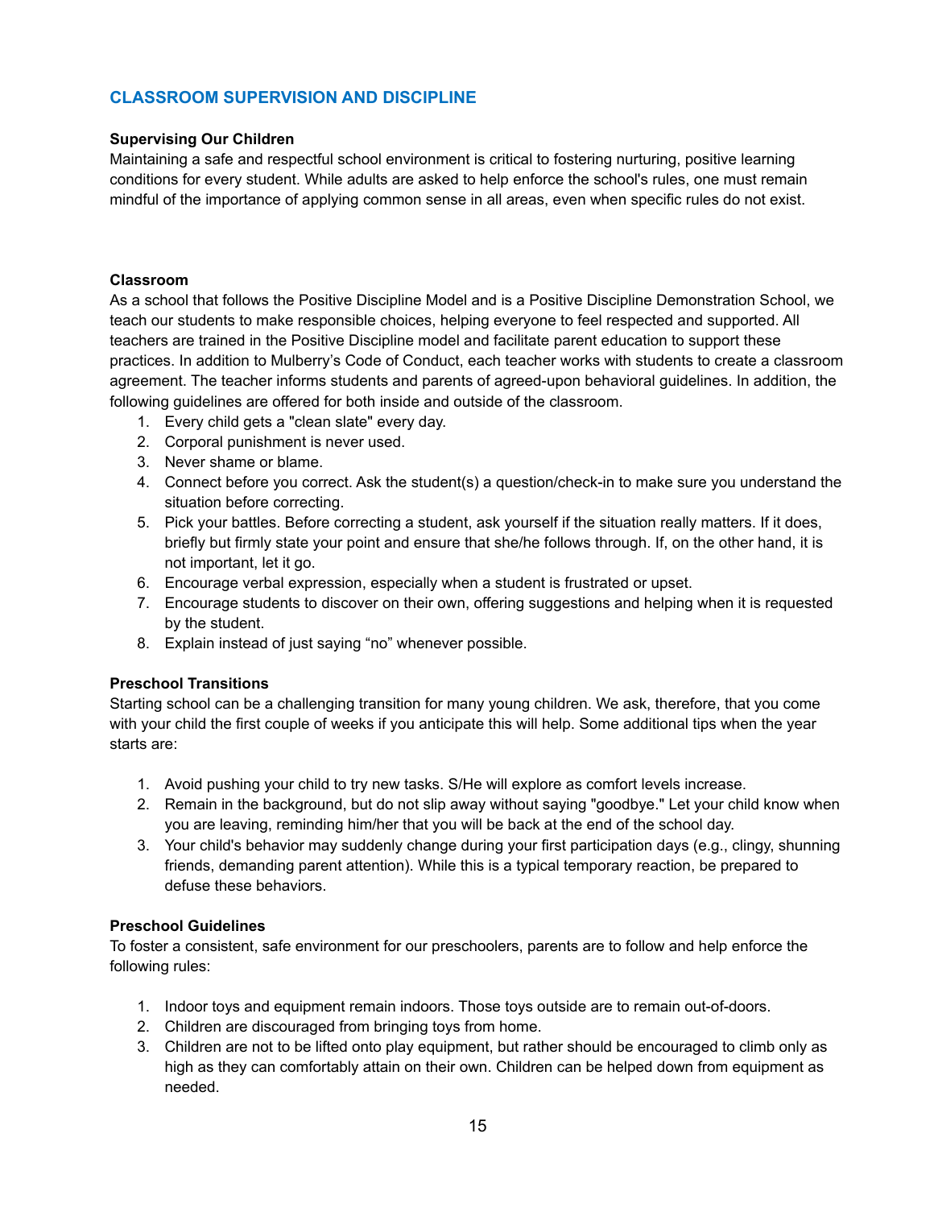## CLASSROOM SUPERVISION AND DISCIPLINE

**Supervising Our Children**

Maintaining a safe and respectful school environment is critical to fostering nurturing, positive learning conditions for every student. While adults are asked to help enforce the school's rules, one must remain mindful of the importance of applying common sense in all areas, even when specific rules do not exist.

**Classroom**

As a school that follows the Positive Discipline Model and is a Positive Discipline Demonstration School, we teach our students to make responsible choices, helping everyone to feel respected and supported. All teachers are trained in the Positive Discipline model and facilitate parent education to support these practices. In addition to Mulberry's Code of Conduct, each teacher works with students to create a classroom agreement. The teacher informs students and parents of agreed-upon behavioral guidelines. In addition, the following guidelines are offered for both inside and outside of the classroom.

1. Every child gets a "clean slate" every day.
2. Corporal punishment is never used.
3. Never shame or blame.
4. Connect before you correct. Ask the student(s) a question/check-in to make sure you understand the situation before correcting.
5. Pick your battles. Before correcting a student, ask yourself if the situation really matters. If it does, briefly but firmly state your point and ensure that she/he follows through. If, on the other hand, it is not important, let it go.
6. Encourage verbal expression, especially when a student is frustrated or upset.
7. Encourage students to discover on their own, offering suggestions and helping when it is requested by the student.
8. Explain instead of just saying "no" whenever possible.

**Preschool Transitions**

Starting school can be a challenging transition for many young children. We ask, therefore, that you come with your child the first couple of weeks if you anticipate this will help. Some additional tips when the year starts are:

1. Avoid pushing your child to try new tasks. S/He will explore as comfort levels increase.
2. Remain in the background, but do not slip away without saying "goodbye." Let your child know when you are leaving, reminding him/her that you will be back at the end of the school day.
3. Your child's behavior may suddenly change during your first participation days (e.g., clingy, shunning friends, demanding parent attention). While this is a typical temporary reaction, be prepared to defuse these behaviors.

**Preschool Guidelines**

To foster a consistent, safe environment for our preschoolers, parents are to follow and help enforce the following rules:

1. Indoor toys and equipment remain indoors. Those toys outside are to remain out-of-doors.
2. Children are discouraged from bringing toys from home.
3. Children are not to be lifted onto play equipment, but rather should be encouraged to climb only as high as they can comfortably attain on their own. Children can be helped down from equipment as needed.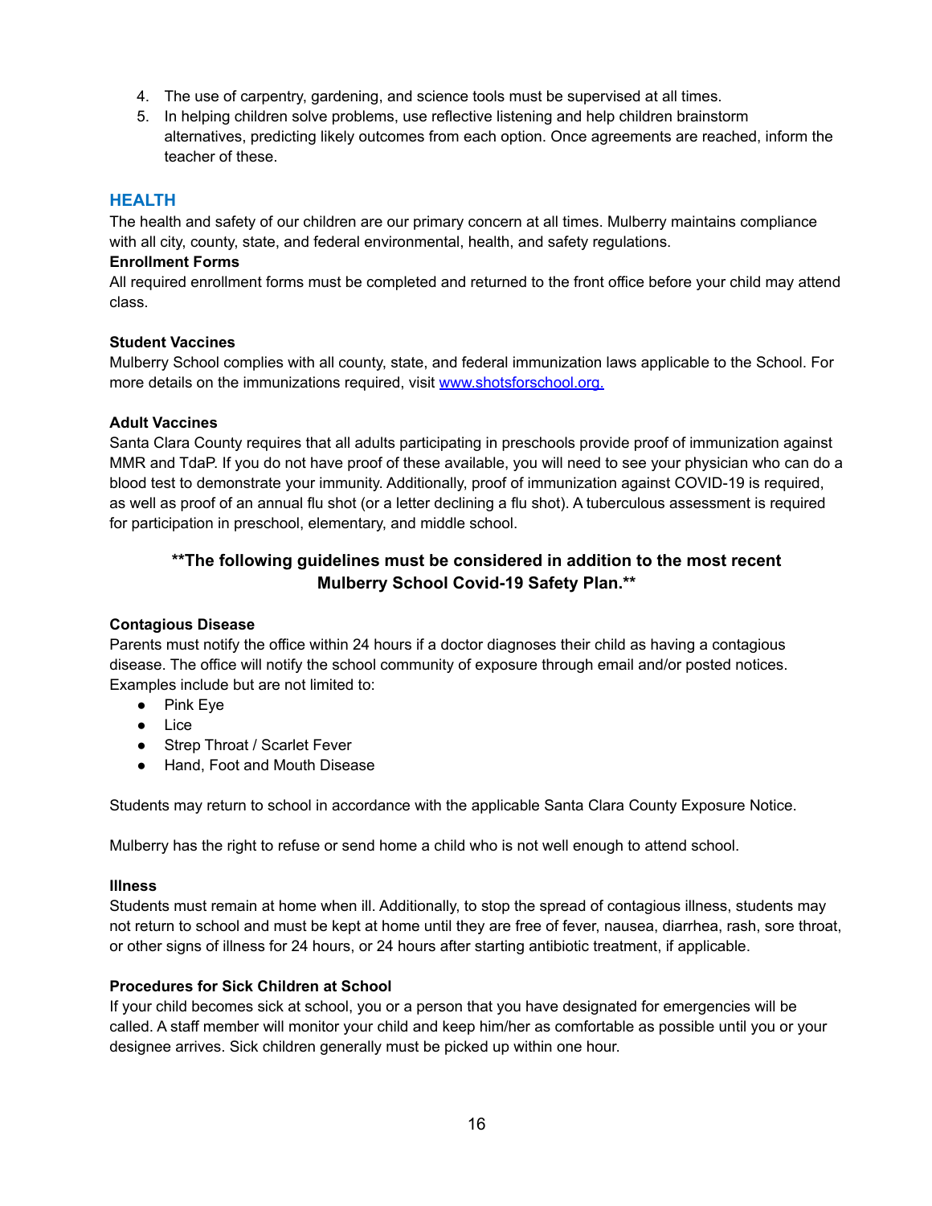4. The use of carpentry, gardening, and science tools must be supervised at all times.
5. In helping children solve problems, use reflective listening and help children brainstorm alternatives, predicting likely outcomes from each option. Once agreements are reached, inform the teacher of these.

## HEALTH

The health and safety of our children are our primary concern at all times. Mulberry maintains compliance with all city, county, state, and federal environmental, health, and safety regulations.

**Enrollment Forms**

All required enrollment forms must be completed and returned to the front office before your child may attend class.

**Student Vaccines**

Mulberry School complies with all county, state, and federal immunization laws applicable to the School. For more details on the immunizations required, visit [www.shotsforschool.org.](http://www.shotsforschool.org)

**Adult Vaccines**

Santa Clara County requires that all adults participating in preschools provide proof of immunization against MMR and TdaP. If you do not have proof of these available, you will need to see your physician who can do a blood test to demonstrate your immunity. Additionally, proof of immunization against COVID-19 is required, as well as proof of an annual flu shot (or a letter declining a flu shot). A tuberculous assessment is required for participation in preschool, elementary, and middle school.

**\*\*The following guidelines must be considered in addition to the most recent Mulberry School Covid-19 Safety Plan.\*\***

**Contagious Disease**

Parents must notify the office within 24 hours if a doctor diagnoses their child as having a contagious disease. The office will notify the school community of exposure through email and/or posted notices. Examples include but are not limited to:

- Pink Eye
- Lice
- Strep Throat / Scarlet Fever
- Hand, Foot and Mouth Disease

Students may return to school in accordance with the applicable Santa Clara County Exposure Notice.

Mulberry has the right to refuse or send home a child who is not well enough to attend school.

**Illness**

Students must remain at home when ill. Additionally, to stop the spread of contagious illness, students may not return to school and must be kept at home until they are free of fever, nausea, diarrhea, rash, sore throat, or other signs of illness for 24 hours, or 24 hours after starting antibiotic treatment, if applicable.

**Procedures for Sick Children at School**

If your child becomes sick at school, you or a person that you have designated for emergencies will be called. A staff member will monitor your child and keep him/her as comfortable as possible until you or your designee arrives. Sick children generally must be picked up within one hour.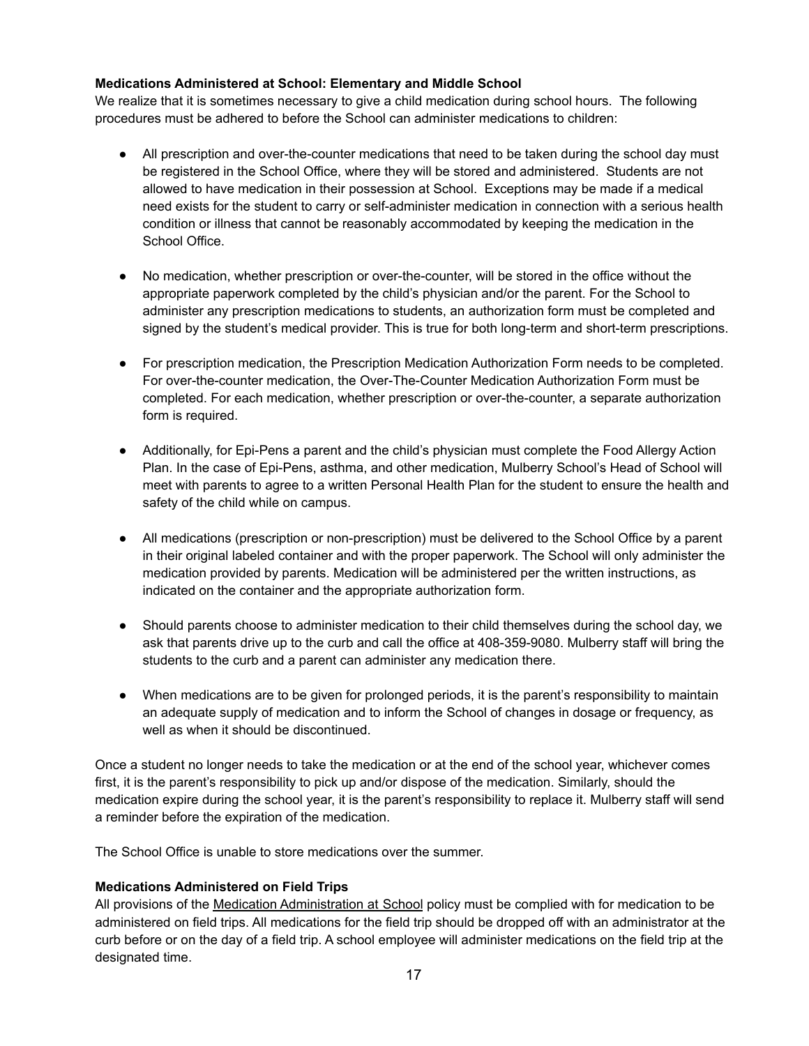**Medications Administered at School: Elementary and Middle School**

We realize that it is sometimes necessary to give a child medication during school hours. The following procedures must be adhered to before the School can administer medications to children:

- All prescription and over-the-counter medications that need to be taken during the school day must be registered in the School Office, where they will be stored and administered. Students are not allowed to have medication in their possession at School. Exceptions may be made if a medical need exists for the student to carry or self-administer medication in connection with a serious health condition or illness that cannot be reasonably accommodated by keeping the medication in the School Office.

- No medication, whether prescription or over-the-counter, will be stored in the office without the appropriate paperwork completed by the child's physician and/or the parent. For the School to administer any prescription medications to students, an authorization form must be completed and signed by the student's medical provider. This is true for both long-term and short-term prescriptions.

- For prescription medication, the Prescription Medication Authorization Form needs to be completed. For over-the-counter medication, the Over-The-Counter Medication Authorization Form must be completed. For each medication, whether prescription or over-the-counter, a separate authorization form is required.

- Additionally, for Epi-Pens a parent and the child's physician must complete the Food Allergy Action Plan. In the case of Epi-Pens, asthma, and other medication, Mulberry School's Head of School will meet with parents to agree to a written Personal Health Plan for the student to ensure the health and safety of the child while on campus.

- All medications (prescription or non-prescription) must be delivered to the School Office by a parent in their original labeled container and with the proper paperwork. The School will only administer the medication provided by parents. Medication will be administered per the written instructions, as indicated on the container and the appropriate authorization form.

- Should parents choose to administer medication to their child themselves during the school day, we ask that parents drive up to the curb and call the office at 408-359-9080. Mulberry staff will bring the students to the curb and a parent can administer any medication there.

- When medications are to be given for prolonged periods, it is the parent's responsibility to maintain an adequate supply of medication and to inform the School of changes in dosage or frequency, as well as when it should be discontinued.

Once a student no longer needs to take the medication or at the end of the school year, whichever comes first, it is the parent's responsibility to pick up and/or dispose of the medication. Similarly, should the medication expire during the school year, it is the parent's responsibility to replace it. Mulberry staff will send a reminder before the expiration of the medication.

The School Office is unable to store medications over the summer.

**Medications Administered on Field Trips**

All provisions of the Medication Administration at School policy must be complied with for medication to be administered on field trips. All medications for the field trip should be dropped off with an administrator at the curb before or on the day of a field trip. A school employee will administer medications on the field trip at the designated time.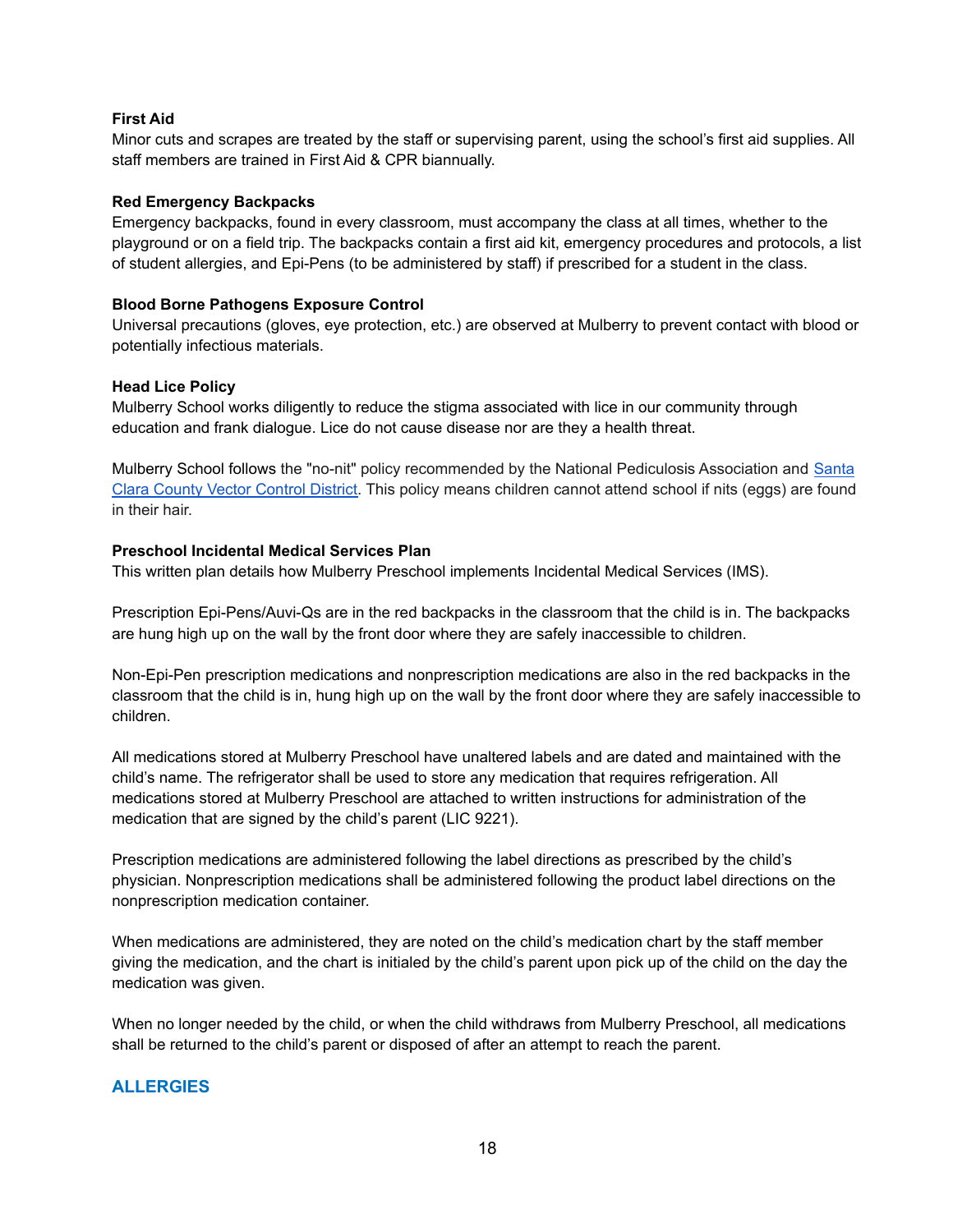### First Aid

Minor cuts and scrapes are treated by the staff or supervising parent, using the school's first aid supplies. All staff members are trained in First Aid & CPR biannually.

### Red Emergency Backpacks

Emergency backpacks, found in every classroom, must accompany the class at all times, whether to the playground or on a field trip. The backpacks contain a first aid kit, emergency procedures and protocols, a list of student allergies, and Epi-Pens (to be administered by staff) if prescribed for a student in the class.

### Blood Borne Pathogens Exposure Control

Universal precautions (gloves, eye protection, etc.) are observed at Mulberry to prevent contact with blood or potentially infectious materials.

### Head Lice Policy

Mulberry School works diligently to reduce the stigma associated with lice in our community through education and frank dialogue. Lice do not cause disease nor are they a health threat.

Mulberry School follows the "no-nit" policy recommended by the National Pediculosis Association and [Santa Clara County Vector Control District](). This policy means children cannot attend school if nits (eggs) are found in their hair.

### Preschool Incidental Medical Services Plan

This written plan details how Mulberry Preschool implements Incidental Medical Services (IMS).

Prescription Epi-Pens/Auvi-Qs are in the red backpacks in the classroom that the child is in. The backpacks are hung high up on the wall by the front door where they are safely inaccessible to children.

Non-Epi-Pen prescription medications and nonprescription medications are also in the red backpacks in the classroom that the child is in, hung high up on the wall by the front door where they are safely inaccessible to children.

All medications stored at Mulberry Preschool have unaltered labels and are dated and maintained with the child's name. The refrigerator shall be used to store any medication that requires refrigeration. All medications stored at Mulberry Preschool are attached to written instructions for administration of the medication that are signed by the child's parent (LIC 9221).

Prescription medications are administered following the label directions as prescribed by the child's physician. Nonprescription medications shall be administered following the product label directions on the nonprescription medication container.

When medications are administered, they are noted on the child's medication chart by the staff member giving the medication, and the chart is initialed by the child's parent upon pick up of the child on the day the medication was given.

When no longer needed by the child, or when the child withdraws from Mulberry Preschool, all medications shall be returned to the child's parent or disposed of after an attempt to reach the parent.

## ALLERGIES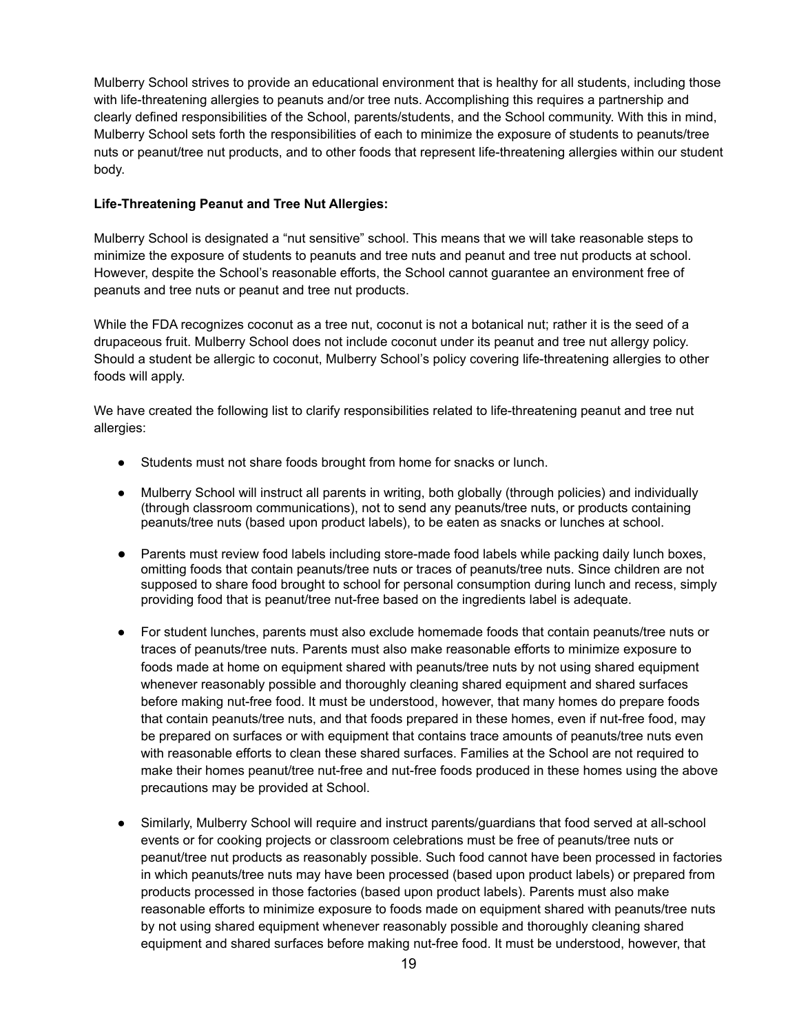Mulberry School strives to provide an educational environment that is healthy for all students, including those with life-threatening allergies to peanuts and/or tree nuts. Accomplishing this requires a partnership and clearly defined responsibilities of the School, parents/students, and the School community. With this in mind, Mulberry School sets forth the responsibilities of each to minimize the exposure of students to peanuts/tree nuts or peanut/tree nut products, and to other foods that represent life-threatening allergies within our student body.

**Life-Threatening Peanut and Tree Nut Allergies:**

Mulberry School is designated a "nut sensitive" school. This means that we will take reasonable steps to minimize the exposure of students to peanuts and tree nuts and peanut and tree nut products at school. However, despite the School's reasonable efforts, the School cannot guarantee an environment free of peanuts and tree nuts or peanut and tree nut products.

While the FDA recognizes coconut as a tree nut, coconut is not a botanical nut; rather it is the seed of a drupaceous fruit. Mulberry School does not include coconut under its peanut and tree nut allergy policy. Should a student be allergic to coconut, Mulberry School's policy covering life-threatening allergies to other foods will apply.

We have created the following list to clarify responsibilities related to life-threatening peanut and tree nut allergies:

- Students must not share foods brought from home for snacks or lunch.
- Mulberry School will instruct all parents in writing, both globally (through policies) and individually (through classroom communications), not to send any peanuts/tree nuts, or products containing peanuts/tree nuts (based upon product labels), to be eaten as snacks or lunches at school.
- Parents must review food labels including store-made food labels while packing daily lunch boxes, omitting foods that contain peanuts/tree nuts or traces of peanuts/tree nuts. Since children are not supposed to share food brought to school for personal consumption during lunch and recess, simply providing food that is peanut/tree nut-free based on the ingredients label is adequate.
- For student lunches, parents must also exclude homemade foods that contain peanuts/tree nuts or traces of peanuts/tree nuts. Parents must also make reasonable efforts to minimize exposure to foods made at home on equipment shared with peanuts/tree nuts by not using shared equipment whenever reasonably possible and thoroughly cleaning shared equipment and shared surfaces before making nut-free food. It must be understood, however, that many homes do prepare foods that contain peanuts/tree nuts, and that foods prepared in these homes, even if nut-free food, may be prepared on surfaces or with equipment that contains trace amounts of peanuts/tree nuts even with reasonable efforts to clean these shared surfaces. Families at the School are not required to make their homes peanut/tree nut-free and nut-free foods produced in these homes using the above precautions may be provided at School.
- Similarly, Mulberry School will require and instruct parents/guardians that food served at all-school events or for cooking projects or classroom celebrations must be free of peanuts/tree nuts or peanut/tree nut products as reasonably possible. Such food cannot have been processed in factories in which peanuts/tree nuts may have been processed (based upon product labels) or prepared from products processed in those factories (based upon product labels). Parents must also make reasonable efforts to minimize exposure to foods made on equipment shared with peanuts/tree nuts by not using shared equipment whenever reasonably possible and thoroughly cleaning shared equipment and shared surfaces before making nut-free food. It must be understood, however, that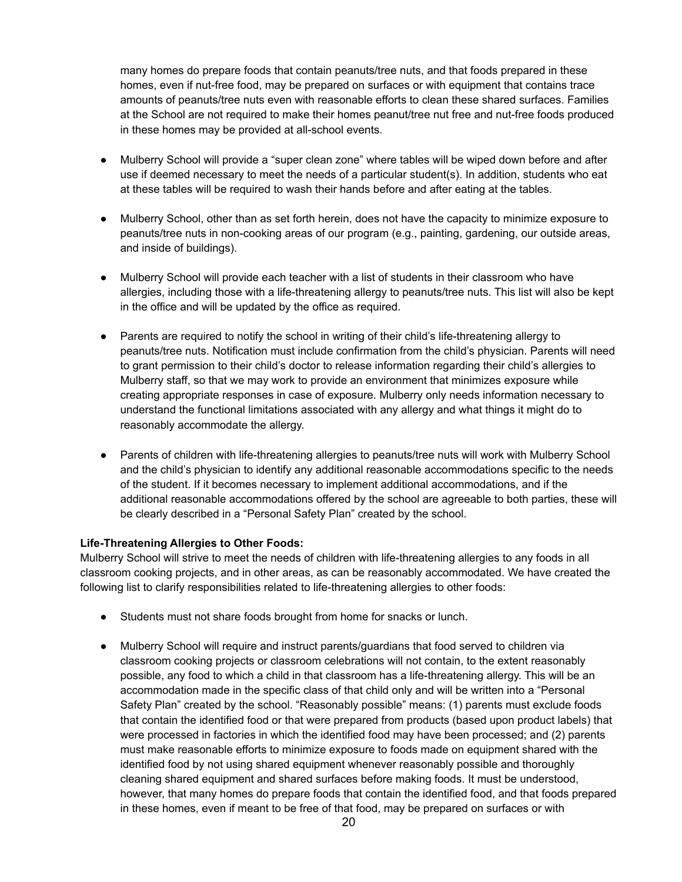many homes do prepare foods that contain peanuts/tree nuts, and that foods prepared in these homes, even if nut-free food, may be prepared on surfaces or with equipment that contains trace amounts of peanuts/tree nuts even with reasonable efforts to clean these shared surfaces. Families at the School are not required to make their homes peanut/tree nut free and nut-free foods produced in these homes may be provided at all-school events.

- Mulberry School will provide a "super clean zone" where tables will be wiped down before and after use if deemed necessary to meet the needs of a particular student(s). In addition, students who eat at these tables will be required to wash their hands before and after eating at the tables.

- Mulberry School, other than as set forth herein, does not have the capacity to minimize exposure to peanuts/tree nuts in non-cooking areas of our program (e.g., painting, gardening, our outside areas, and inside of buildings).

- Mulberry School will provide each teacher with a list of students in their classroom who have allergies, including those with a life-threatening allergy to peanuts/tree nuts. This list will also be kept in the office and will be updated by the office as required.

- Parents are required to notify the school in writing of their child's life-threatening allergy to peanuts/tree nuts. Notification must include confirmation from the child's physician. Parents will need to grant permission to their child's doctor to release information regarding their child's allergies to Mulberry staff, so that we may work to provide an environment that minimizes exposure while creating appropriate responses in case of exposure. Mulberry only needs information necessary to understand the functional limitations associated with any allergy and what things it might do to reasonably accommodate the allergy.

- Parents of children with life-threatening allergies to peanuts/tree nuts will work with Mulberry School and the child's physician to identify any additional reasonable accommodations specific to the needs of the student. If it becomes necessary to implement additional accommodations, and if the additional reasonable accommodations offered by the school are agreeable to both parties, these will be clearly described in a "Personal Safety Plan" created by the school.

**Life-Threatening Allergies to Other Foods:**

Mulberry School will strive to meet the needs of children with life-threatening allergies to any foods in all classroom cooking projects, and in other areas, as can be reasonably accommodated. We have created the following list to clarify responsibilities related to life-threatening allergies to other foods:

- Students must not share foods brought from home for snacks or lunch.

- Mulberry School will require and instruct parents/guardians that food served to children via classroom cooking projects or classroom celebrations will not contain, to the extent reasonably possible, any food to which a child in that classroom has a life-threatening allergy. This will be an accommodation made in the specific class of that child only and will be written into a "Personal Safety Plan" created by the school. "Reasonably possible" means: (1) parents must exclude foods that contain the identified food or that were prepared from products (based upon product labels) that were processed in factories in which the identified food may have been processed; and (2) parents must make reasonable efforts to minimize exposure to foods made on equipment shared with the identified food by not using shared equipment whenever reasonably possible and thoroughly cleaning shared equipment and shared surfaces before making foods. It must be understood, however, that many homes do prepare foods that contain the identified food, and that foods prepared in these homes, even if meant to be free of that food, may be prepared on surfaces or with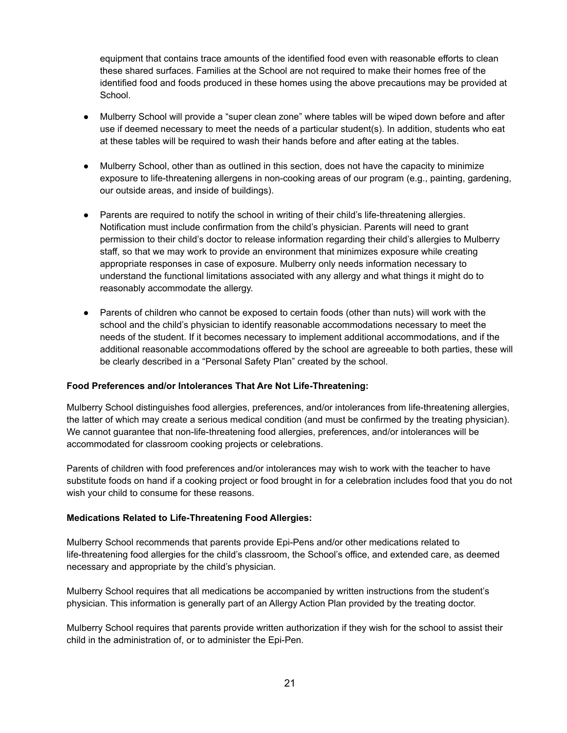equipment that contains trace amounts of the identified food even with reasonable efforts to clean these shared surfaces. Families at the School are not required to make their homes free of the identified food and foods produced in these homes using the above precautions may be provided at School.

- Mulberry School will provide a "super clean zone" where tables will be wiped down before and after use if deemed necessary to meet the needs of a particular student(s). In addition, students who eat at these tables will be required to wash their hands before and after eating at the tables.

- Mulberry School, other than as outlined in this section, does not have the capacity to minimize exposure to life-threatening allergens in non-cooking areas of our program (e.g., painting, gardening, our outside areas, and inside of buildings).

- Parents are required to notify the school in writing of their child's life-threatening allergies. Notification must include confirmation from the child's physician. Parents will need to grant permission to their child's doctor to release information regarding their child's allergies to Mulberry staff, so that we may work to provide an environment that minimizes exposure while creating appropriate responses in case of exposure. Mulberry only needs information necessary to understand the functional limitations associated with any allergy and what things it might do to reasonably accommodate the allergy.

- Parents of children who cannot be exposed to certain foods (other than nuts) will work with the school and the child's physician to identify reasonable accommodations necessary to meet the needs of the student. If it becomes necessary to implement additional accommodations, and if the additional reasonable accommodations offered by the school are agreeable to both parties, these will be clearly described in a "Personal Safety Plan" created by the school.

**Food Preferences and/or Intolerances That Are Not Life-Threatening:**

Mulberry School distinguishes food allergies, preferences, and/or intolerances from life-threatening allergies, the latter of which may create a serious medical condition (and must be confirmed by the treating physician). We cannot guarantee that non-life-threatening food allergies, preferences, and/or intolerances will be accommodated for classroom cooking projects or celebrations.

Parents of children with food preferences and/or intolerances may wish to work with the teacher to have substitute foods on hand if a cooking project or food brought in for a celebration includes food that you do not wish your child to consume for these reasons.

**Medications Related to Life-Threatening Food Allergies:**

Mulberry School recommends that parents provide Epi-Pens and/or other medications related to life-threatening food allergies for the child's classroom, the School's office, and extended care, as deemed necessary and appropriate by the child's physician.

Mulberry School requires that all medications be accompanied by written instructions from the student's physician. This information is generally part of an Allergy Action Plan provided by the treating doctor.

Mulberry School requires that parents provide written authorization if they wish for the school to assist their child in the administration of, or to administer the Epi-Pen.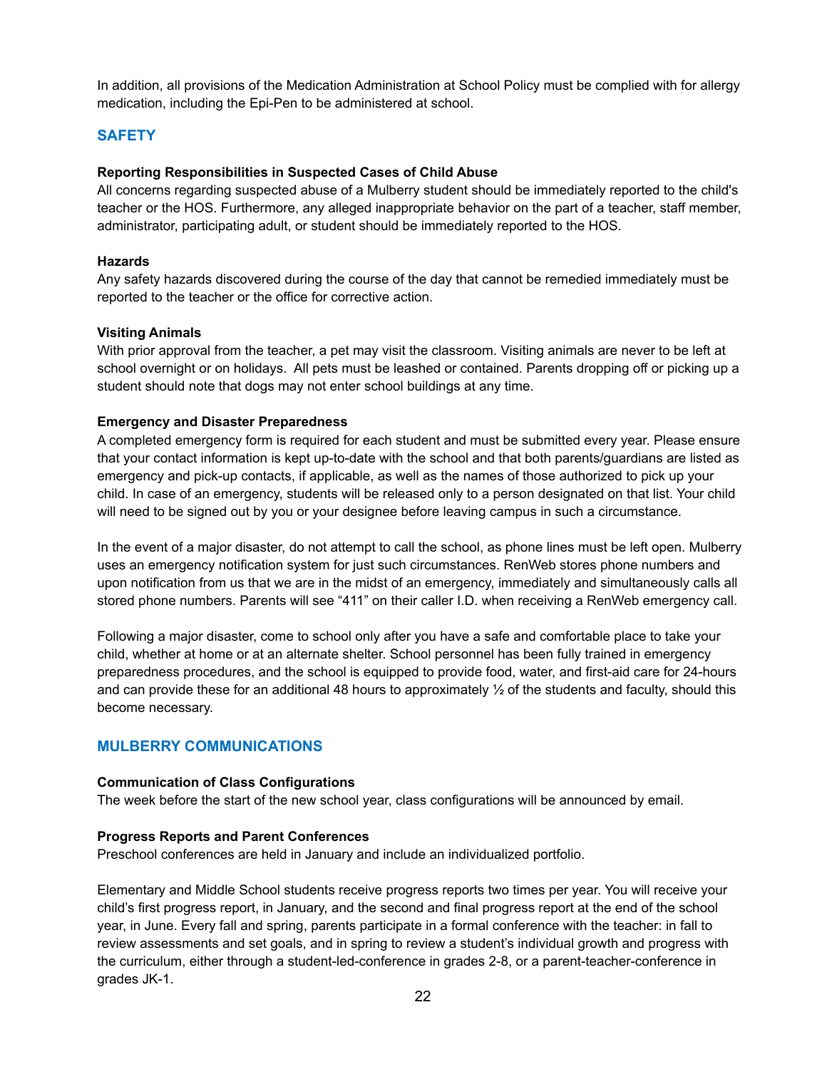In addition, all provisions of the Medication Administration at School Policy must be complied with for allergy medication, including the Epi-Pen to be administered at school.

## SAFETY

**Reporting Responsibilities in Suspected Cases of Child Abuse**
All concerns regarding suspected abuse of a Mulberry student should be immediately reported to the child's teacher or the HOS. Furthermore, any alleged inappropriate behavior on the part of a teacher, staff member, administrator, participating adult, or student should be immediately reported to the HOS.

**Hazards**
Any safety hazards discovered during the course of the day that cannot be remedied immediately must be reported to the teacher or the office for corrective action.

**Visiting Animals**
With prior approval from the teacher, a pet may visit the classroom. Visiting animals are never to be left at school overnight or on holidays. All pets must be leashed or contained. Parents dropping off or picking up a student should note that dogs may not enter school buildings at any time.

**Emergency and Disaster Preparedness**
A completed emergency form is required for each student and must be submitted every year. Please ensure that your contact information is kept up-to-date with the school and that both parents/guardians are listed as emergency and pick-up contacts, if applicable, as well as the names of those authorized to pick up your child. In case of an emergency, students will be released only to a person designated on that list. Your child will need to be signed out by you or your designee before leaving campus in such a circumstance.

In the event of a major disaster, do not attempt to call the school, as phone lines must be left open. Mulberry uses an emergency notification system for just such circumstances. RenWeb stores phone numbers and upon notification from us that we are in the midst of an emergency, immediately and simultaneously calls all stored phone numbers. Parents will see “411” on their caller I.D. when receiving a RenWeb emergency call.

Following a major disaster, come to school only after you have a safe and comfortable place to take your child, whether at home or at an alternate shelter. School personnel has been fully trained in emergency preparedness procedures, and the school is equipped to provide food, water, and first-aid care for 24-hours and can provide these for an additional 48 hours to approximately ½ of the students and faculty, should this become necessary.

## MULBERRY COMMUNICATIONS

**Communication of Class Configurations**
The week before the start of the new school year, class configurations will be announced by email.

**Progress Reports and Parent Conferences**
Preschool conferences are held in January and include an individualized portfolio.

Elementary and Middle School students receive progress reports two times per year. You will receive your child’s first progress report, in January, and the second and final progress report at the end of the school year, in June. Every fall and spring, parents participate in a formal conference with the teacher: in fall to review assessments and set goals, and in spring to review a student’s individual growth and progress with the curriculum, either through a student-led-conference in grades 2-8, or a parent-teacher-conference in grades JK-1.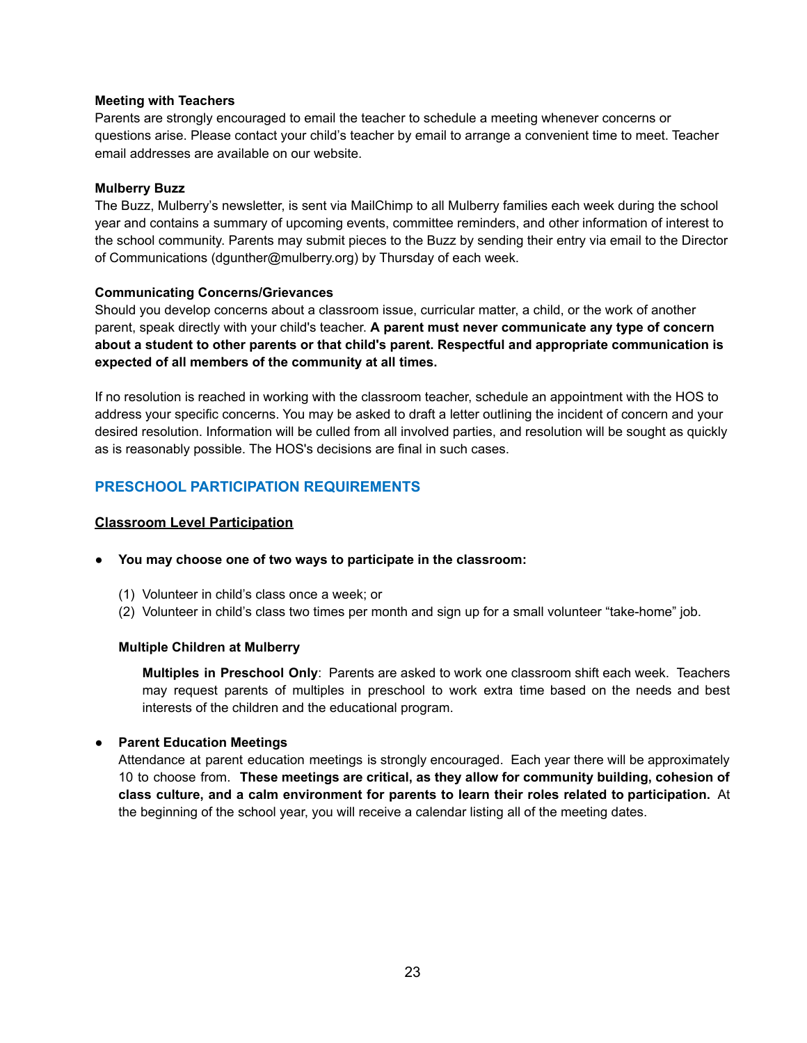**Meeting with Teachers**

Parents are strongly encouraged to email the teacher to schedule a meeting whenever concerns or questions arise. Please contact your child's teacher by email to arrange a convenient time to meet. Teacher email addresses are available on our website.

**Mulberry Buzz**

The Buzz, Mulberry's newsletter, is sent via MailChimp to all Mulberry families each week during the school year and contains a summary of upcoming events, committee reminders, and other information of interest to the school community. Parents may submit pieces to the Buzz by sending their entry via email to the Director of Communications (dgunther@mulberry.org) by Thursday of each week.

**Communicating Concerns/Grievances**

Should you develop concerns about a classroom issue, curricular matter, a child, or the work of another parent, speak directly with your child's teacher. **A parent must never communicate any type of concern about a student to other parents or that child's parent. Respectful and appropriate communication is expected of all members of the community at all times.**

If no resolution is reached in working with the classroom teacher, schedule an appointment with the HOS to address your specific concerns. You may be asked to draft a letter outlining the incident of concern and your desired resolution. Information will be culled from all involved parties, and resolution will be sought as quickly as is reasonably possible. The HOS's decisions are final in such cases.

## PRESCHOOL PARTICIPATION REQUIREMENTS

### Classroom Level Participation

- **You may choose one of two ways to participate in the classroom:**

  (1) Volunteer in child's class once a week; or
  (2) Volunteer in child's class two times per month and sign up for a small volunteer "take-home" job.

  **Multiple Children at Mulberry**

  **Multiples in Preschool Only**: Parents are asked to work one classroom shift each week. Teachers may request parents of multiples in preschool to work extra time based on the needs and best interests of the children and the educational program.

- **Parent Education Meetings**
  Attendance at parent education meetings is strongly encouraged. Each year there will be approximately 10 to choose from. **These meetings are critical, as they allow for community building, cohesion of class culture, and a calm environment for parents to learn their roles related to participation.** At the beginning of the school year, you will receive a calendar listing all of the meeting dates.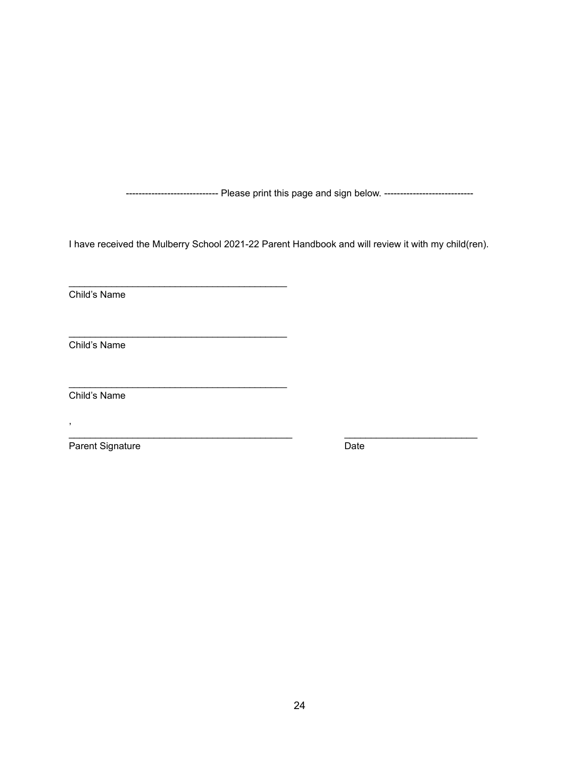----------------------------- Please print this page and sign below. ----------------------------

I have received the Mulberry School 2021-22 Parent Handbook and will review it with my child(ren).

_________________________________________
Child's Name

_________________________________________
Child's Name

_________________________________________
Child's Name

,
__________________________________________ ________________________
Parent Signature Date